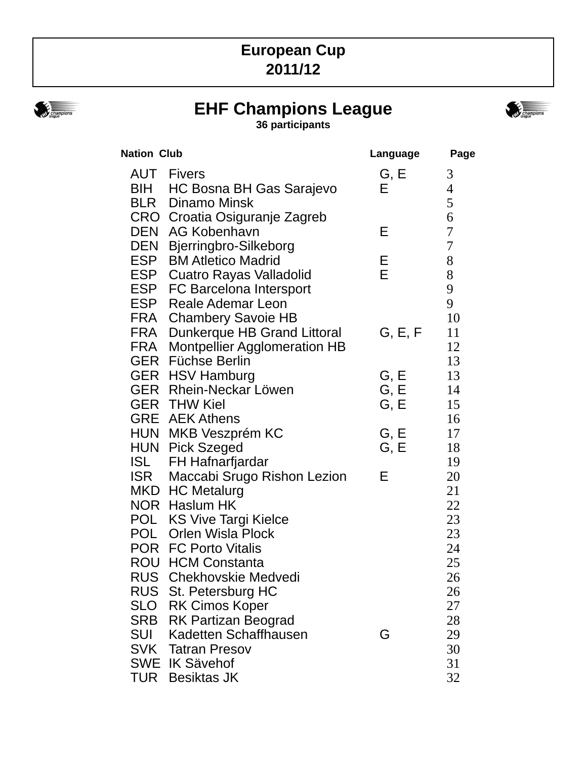# European Cup 2011/12

## EHF Champions League

**36 participants**

| Nation | Club | Language | Page |
|---|---|---|---|
| AUT | Fivers | G, E | 3 |
| BIH | HC Bosna BH Gas Sarajevo | E | 4 |
| BLR | Dinamo Minsk | | 5 |
| CRO | Croatia Osiguranje Zagreb | | 6 |
| DEN | AG Kobenhavn | E | 7 |
| DEN | Bjerringbro-Silkeborg | | 7 |
| ESP | BM Atletico Madrid | E | 8 |
| ESP | Cuatro Rayas Valladolid | E | 8 |
| ESP | FC Barcelona Intersport | | 9 |
| ESP | Reale Ademar Leon | | 9 |
| FRA | Chambery Savoie HB | | 10 |
| FRA | Dunkerque HB Grand Littoral | G, E, F | 11 |
| FRA | Montpellier Agglomeration HB | | 12 |
| GER | Füchse Berlin | | 13 |
| GER | HSV Hamburg | G, E | 13 |
| GER | Rhein-Neckar Löwen | G, E | 14 |
| GER | THW Kiel | G, E | 15 |
| GRE | AEK Athens | | 16 |
| HUN | MKB Veszprém KC | G, E | 17 |
| HUN | Pick Szeged | G, E | 18 |
| ISL | FH Hafnarfjardar | | 19 |
| ISR | Maccabi Srugo Rishon Lezion | E | 20 |
| MKD | HC Metalurg | | 21 |
| NOR | Haslum HK | | 22 |
| POL | KS Vive Targi Kielce | | 23 |
| POL | Orlen Wisla Plock | | 23 |
| POR | FC Porto Vitalis | | 24 |
| ROU | HCM Constanta | | 25 |
| RUS | Chekhovskie Medvedi | | 26 |
| RUS | St. Petersburg HC | | 26 |
| SLO | RK Cimos Koper | | 27 |
| SRB | RK Partizan Beograd | | 28 |
| SUI | Kadetten Schaffhausen | G | 29 |
| SVK | Tatran Presov | | 30 |
| SWE | IK Sävehof | | 31 |
| TUR | Besiktas JK | | 32 |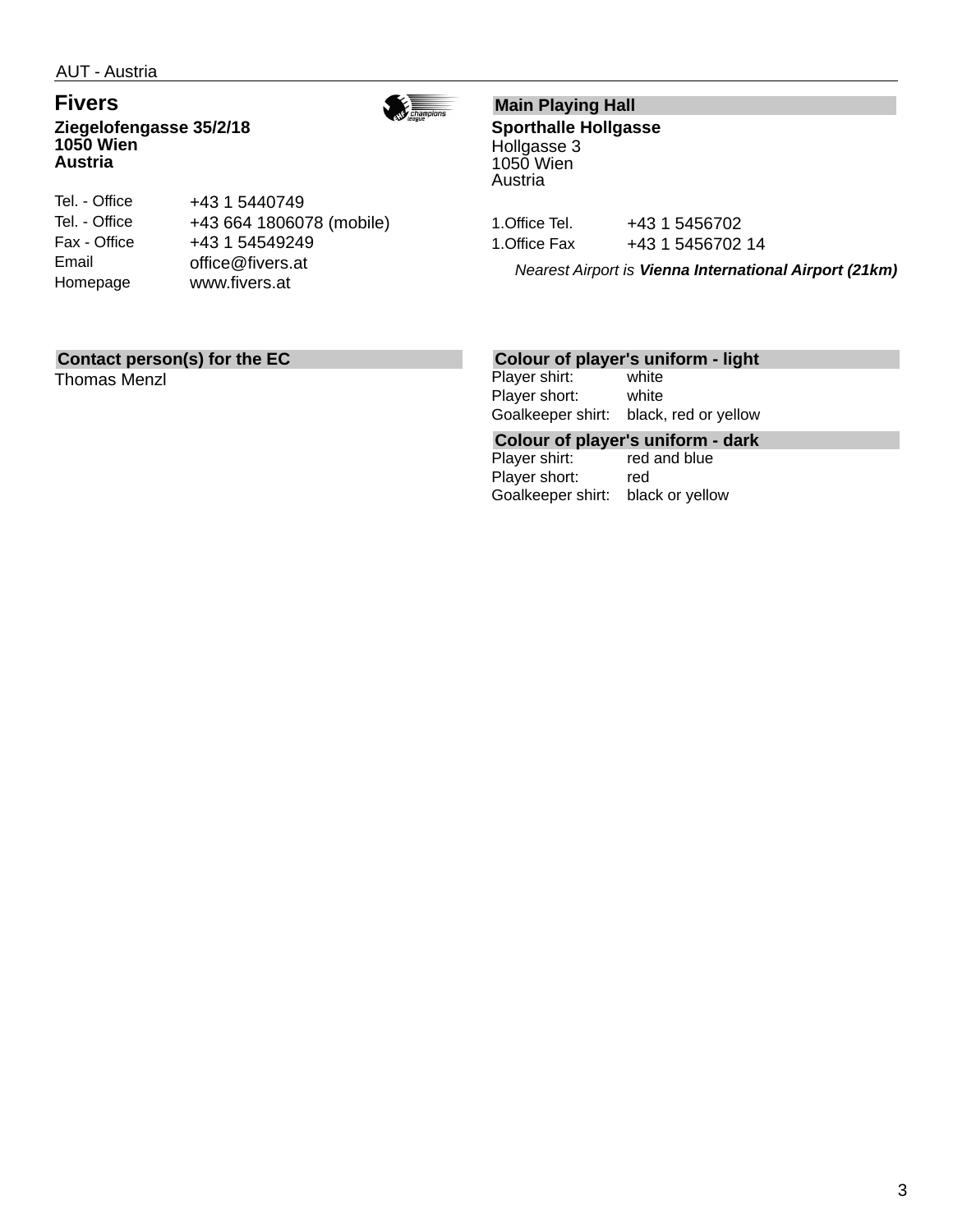AUT - Austria

## Fivers

**Ziegelofengasse 35/2/18**
**1050 Wien**
**Austria**

| | |
|---|---|
| Tel. - Office | +43 1 5440749 |
| Tel. - Office | +43 664 1806078 (mobile) |
| Fax - Office | +43 1 54549249 |
| Email | office@fivers.at |
| Homepage | www.fivers.at |

### Main Playing Hall

**Sporthalle Hollgasse**
Hollgasse 3
1050 Wien
Austria

| | |
|---|---|
| 1.Office Tel. | +43 1 5456702 |
| 1.Office Fax | +43 1 5456702 14 |

*Nearest Airport is* ***Vienna International Airport (21km)***

### Contact person(s) for the EC

Thomas Menzl

### Colour of player's uniform - light

| | |
|---|---|
| Player shirt: | white |
| Player short: | white |
| Goalkeeper shirt: | black, red or yellow |

### Colour of player's uniform - dark

| | |
|---|---|
| Player shirt: | red and blue |
| Player short: | red |
| Goalkeeper shirt: | black or yellow |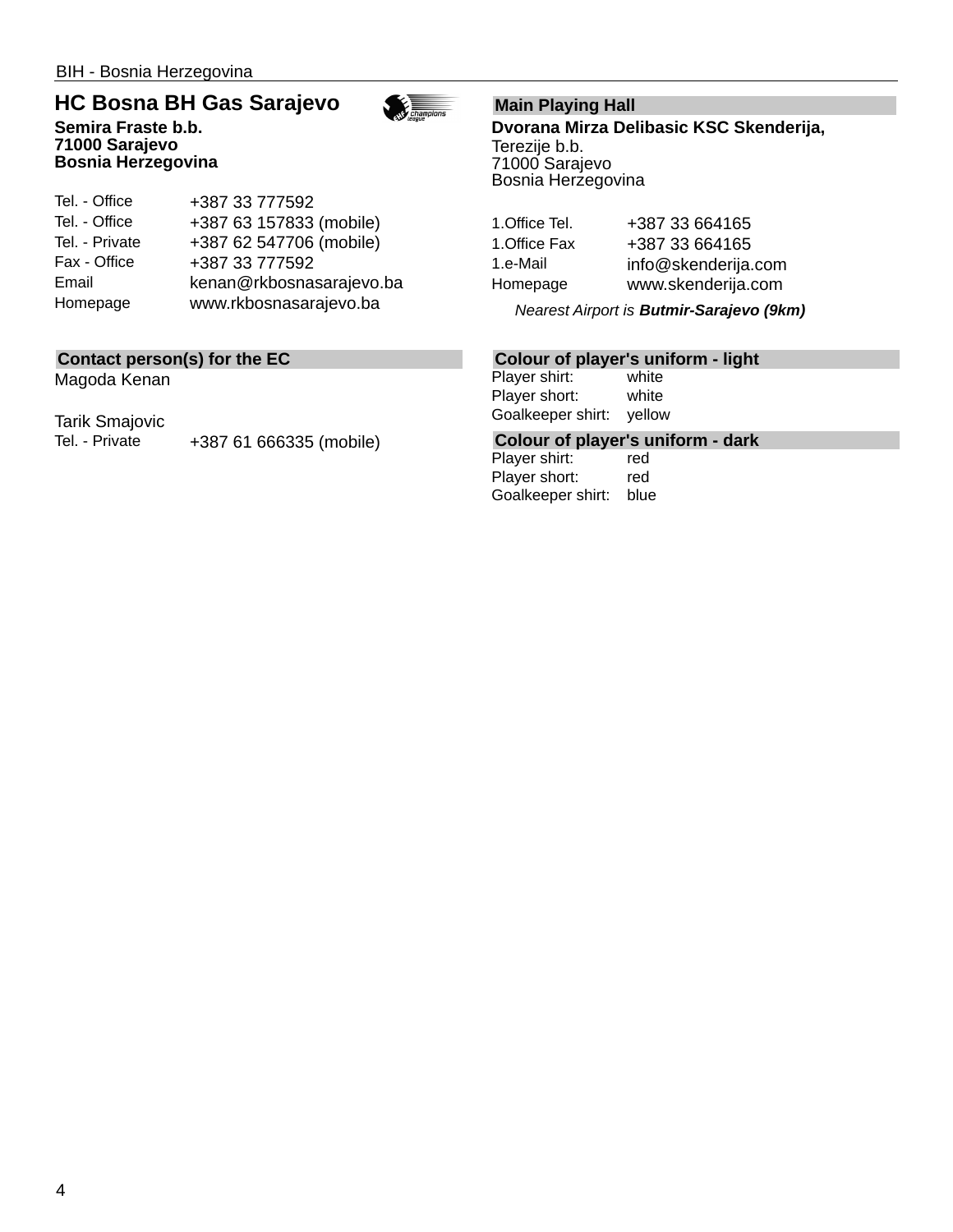BIH - Bosnia Herzegovina

## HC Bosna BH Gas Sarajevo

**Semira Fraste b.b.**
**71000 Sarajevo**
**Bosnia Herzegovina**

| | |
|---|---|
| Tel. - Office | +387 33 777592 |
| Tel. - Office | +387 63 157833 (mobile) |
| Tel. - Private | +387 62 547706 (mobile) |
| Fax - Office | +387 33 777592 |
| Email | kenan@rkbosnasarajevo.ba |
| Homepage | www.rkbosnasarajevo.ba |

### Contact person(s) for the EC

Magoda Kenan

Tarik Smajovic

| | |
|---|---|
| Tel. - Private | +387 61 666335 (mobile) |

### Main Playing Hall

**Dvorana Mirza Delibasic KSC Skenderija,**
Terezije b.b.
71000 Sarajevo
Bosnia Herzegovina

| | |
|---|---|
| 1.Office Tel. | +387 33 664165 |
| 1.Office Fax | +387 33 664165 |
| 1.e-Mail | info@skenderija.com |
| Homepage | www.skenderija.com |

*Nearest Airport is **Butmir-Sarajevo (9km)***

### Colour of player's uniform - light

| | |
|---|---|
| Player shirt: | white |
| Player short: | white |
| Goalkeeper shirt: | yellow |

### Colour of player's uniform - dark

| | |
|---|---|
| Player shirt: | red |
| Player short: | red |
| Goalkeeper shirt: | blue |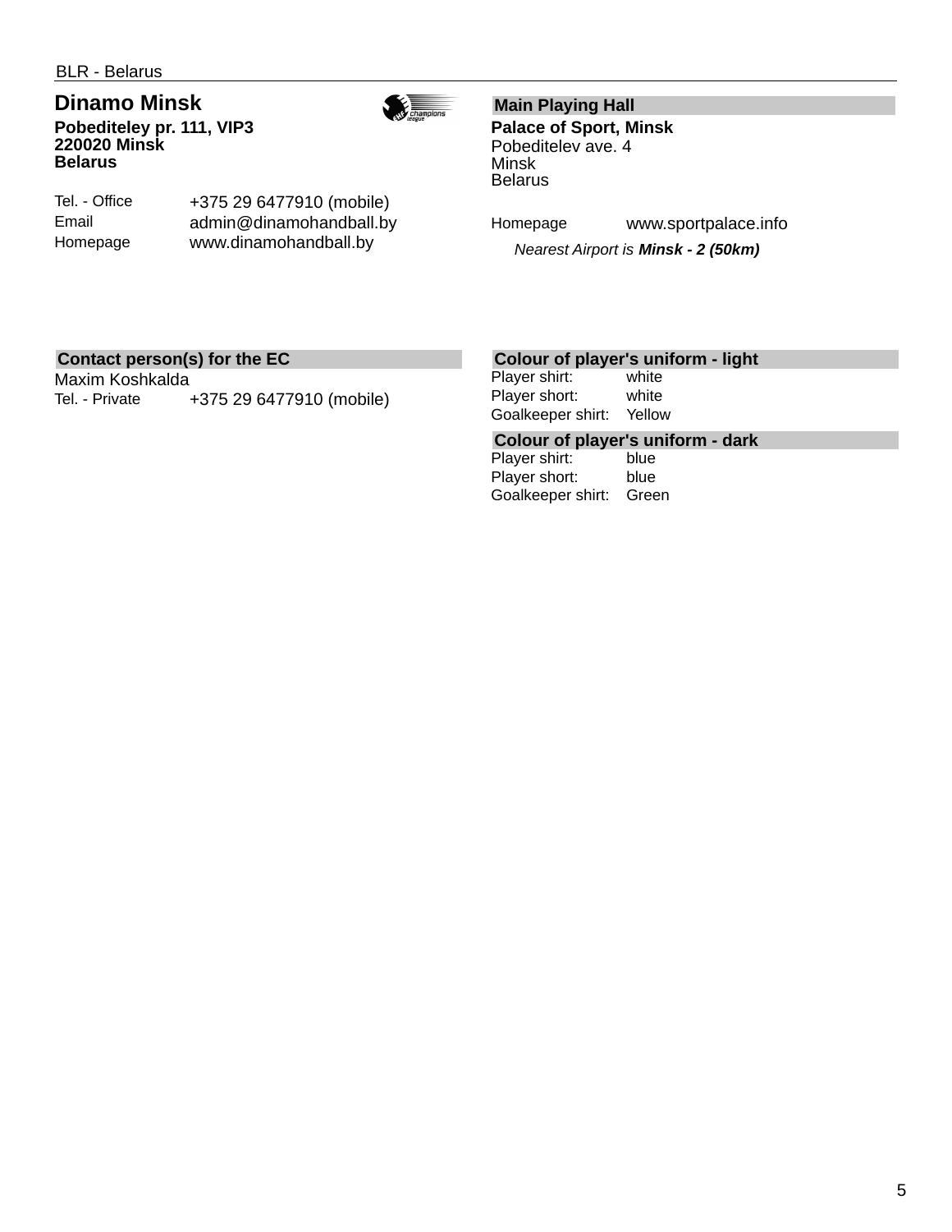BLR - Belarus

## Dinamo Minsk

**Pobediteley pr. 111, VIP3**
**220020 Minsk**
**Belarus**

| | |
|---|---|
| Tel. - Office | +375 29 6477910 (mobile) |
| Email | admin@dinamohandball.by |
| Homepage | www.dinamohandball.by |

### Main Playing Hall

**Palace of Sport, Minsk**
Pobeditelev ave. 4
Minsk
Belarus

| | |
|---|---|
| Homepage | www.sportpalace.info |

*Nearest Airport is **Minsk - 2 (50km)***

### Contact person(s) for the EC

Maxim Koshkalda

| | |
|---|---|
| Tel. - Private | +375 29 6477910 (mobile) |

### Colour of player's uniform - light

| | |
|---|---|
| Player shirt: | white |
| Player short: | white |
| Goalkeeper shirt: | Yellow |

### Colour of player's uniform - dark

| | |
|---|---|
| Player shirt: | blue |
| Player short: | blue |
| Goalkeeper shirt: | Green |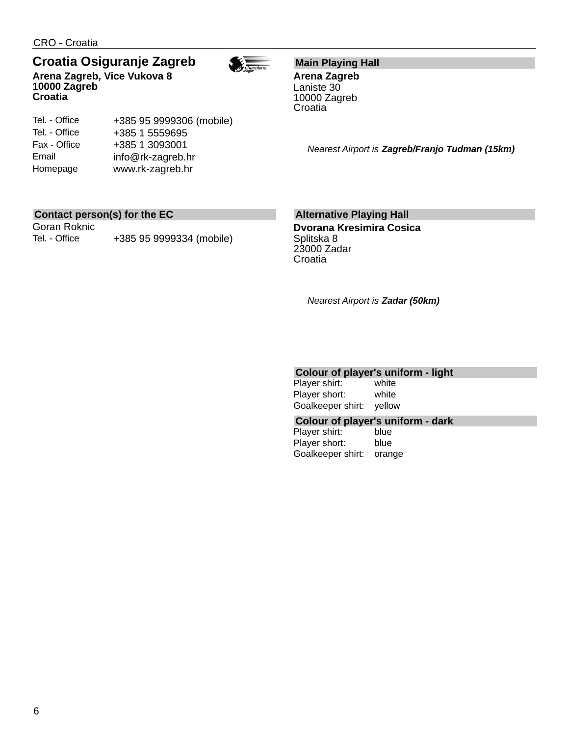CRO - Croatia

## Croatia Osiguranje Zagreb

**Arena Zagreb, Vice Vukova 8**
**10000 Zagreb**
**Croatia**

| | |
|---|---|
| Tel. - Office | +385 95 9999306 (mobile) |
| Tel. - Office | +385 1 5559695 |
| Fax - Office | +385 1 3093001 |
| Email | info@rk-zagreb.hr |
| Homepage | www.rk-zagreb.hr |

### Contact person(s) for the EC

Goran Roknic

| | |
|---|---|
| Tel. - Office | +385 95 9999334 (mobile) |

### Main Playing Hall

**Arena Zagreb**
Laniste 30
10000 Zagreb
Croatia

*Nearest Airport is **Zagreb/Franjo Tudman (15km)***

### Alternative Playing Hall

**Dvorana Kresimira Cosica**
Splitska 8
23000 Zadar
Croatia

*Nearest Airport is **Zadar (50km)***

### Colour of player's uniform - light

| | |
|---|---|
| Player shirt: | white |
| Player short: | white |
| Goalkeeper shirt: | yellow |

### Colour of player's uniform - dark

| | |
|---|---|
| Player shirt: | blue |
| Player short: | blue |
| Goalkeeper shirt: | orange |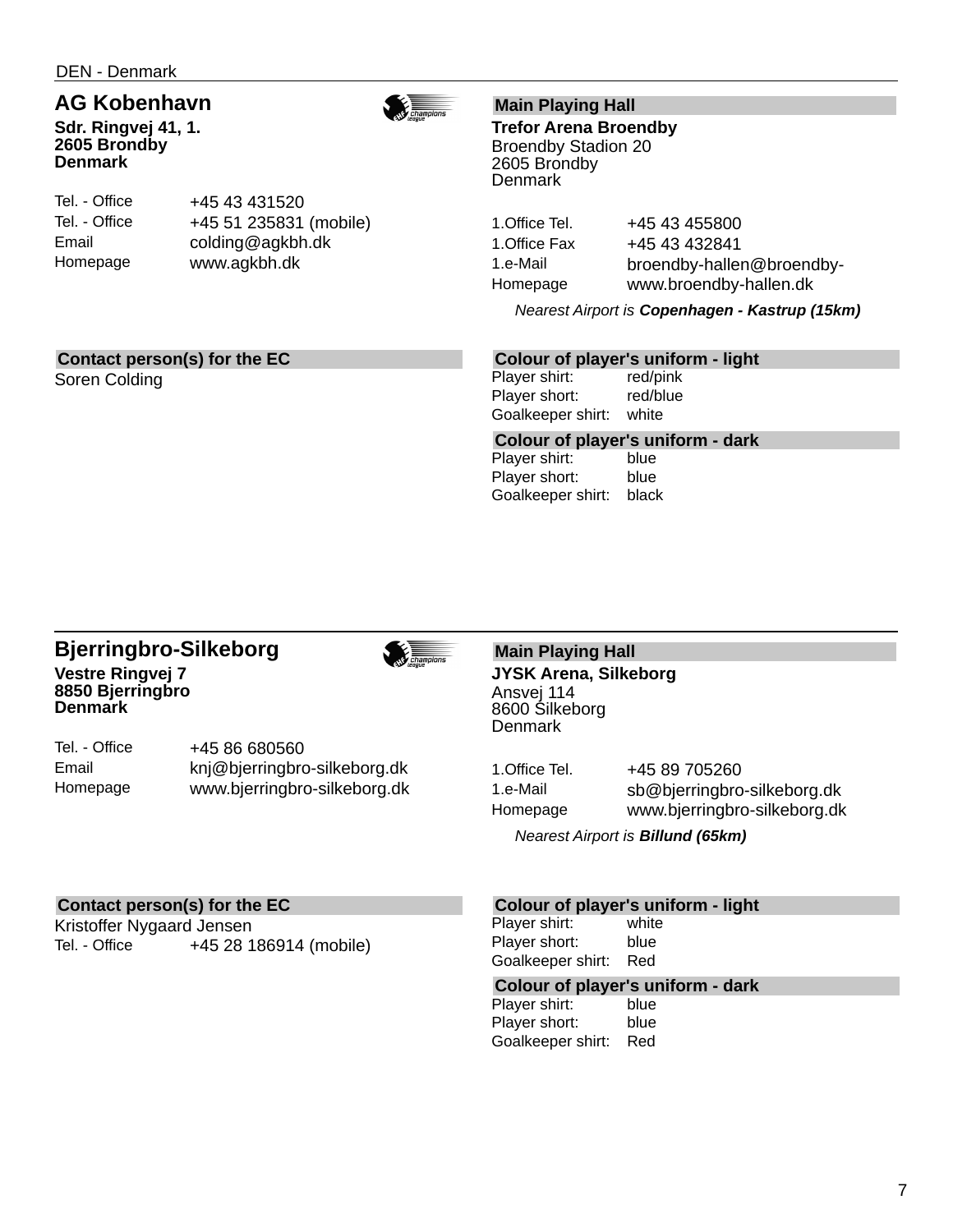DEN - Denmark

## AG Kobenhavn

**Sdr. Ringvej 41, 1.**
**2605 Brondby**
**Denmark**

| | |
|---|---|
| Tel. - Office | +45 43 431520 |
| Tel. - Office | +45 51 235831 (mobile) |
| Email | colding@agkbh.dk |
| Homepage | www.agkbh.dk |

### Main Playing Hall

**Trefor Arena Broendby**
Broendby Stadion 20
2605 Brondby
Denmark

| | |
|---|---|
| 1.Office Tel. | +45 43 455800 |
| 1.Office Fax | +45 43 432841 |
| 1.e-Mail | broendby-hallen@broendby- |
| Homepage | www.broendby-hallen.dk |

*Nearest Airport is **Copenhagen - Kastrup (15km)***

### Contact person(s) for the EC

Soren Colding

### Colour of player's uniform - light

| | |
|---|---|
| Player shirt: | red/pink |
| Player short: | red/blue |
| Goalkeeper shirt: | white |

### Colour of player's uniform - dark

| | |
|---|---|
| Player shirt: | blue |
| Player short: | blue |
| Goalkeeper shirt: | black |

## Bjerringbro-Silkeborg

**Vestre Ringvej 7**
**8850 Bjerringbro**
**Denmark**

| | |
|---|---|
| Tel. - Office | +45 86 680560 |
| Email | knj@bjerringbro-silkeborg.dk |
| Homepage | www.bjerringbro-silkeborg.dk |

### Main Playing Hall

**JYSK Arena, Silkeborg**
Ansvej 114
8600 Silkeborg
Denmark

| | |
|---|---|
| 1.Office Tel. | +45 89 705260 |
| 1.e-Mail | sb@bjerringbro-silkeborg.dk |
| Homepage | www.bjerringbro-silkeborg.dk |

*Nearest Airport is **Billund (65km)***

### Contact person(s) for the EC

Kristoffer Nygaard Jensen

| | |
|---|---|
| Tel. - Office | +45 28 186914 (mobile) |

### Colour of player's uniform - light

| | |
|---|---|
| Player shirt: | white |
| Player short: | blue |
| Goalkeeper shirt: | Red |

### Colour of player's uniform - dark

| | |
|---|---|
| Player shirt: | blue |
| Player short: | blue |
| Goalkeeper shirt: | Red |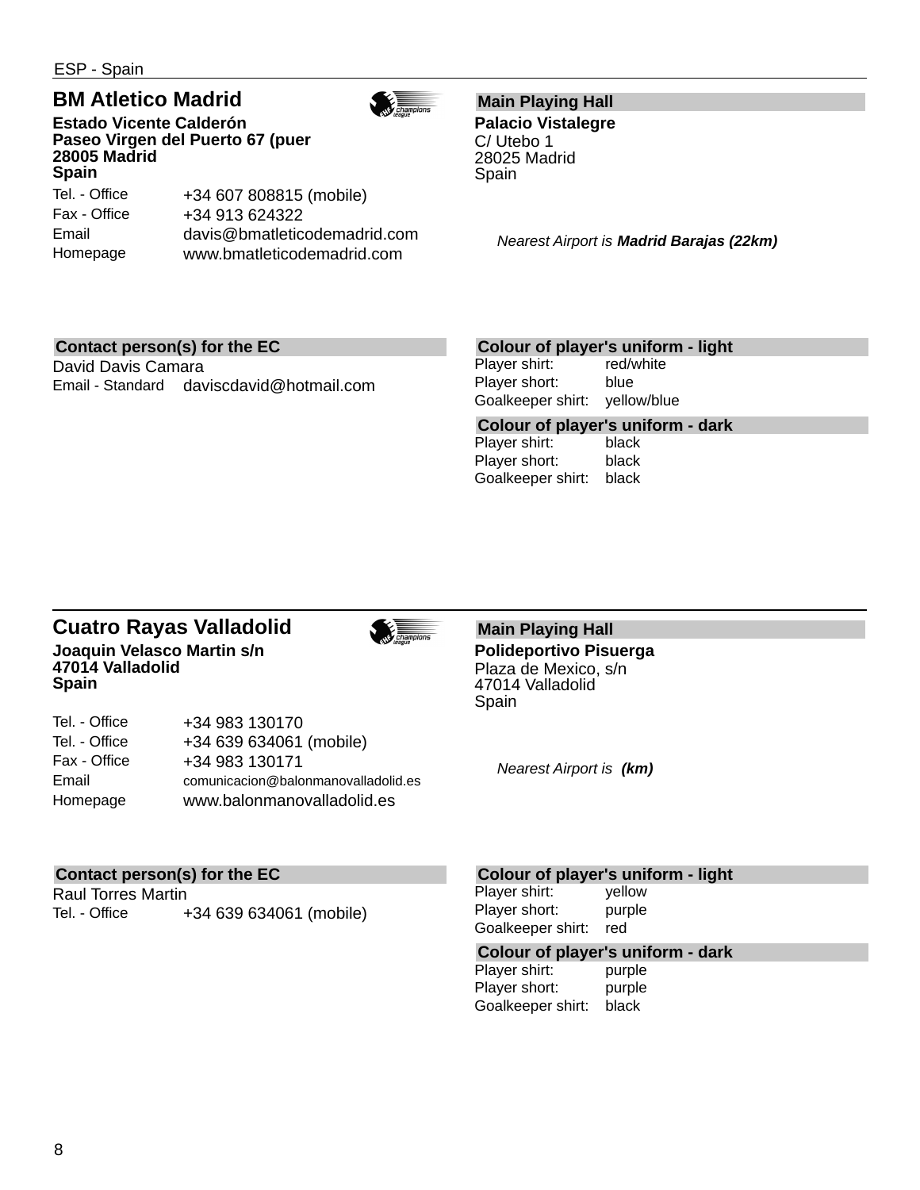ESP - Spain

## BM Atletico Madrid

**Estado Vicente Calderón**
**Paseo Virgen del Puerto 67 (puer**
**28005 Madrid**
**Spain**

| | |
|---|---|
| Tel. - Office | +34 607 808815 (mobile) |
| Fax - Office | +34 913 624322 |
| Email | davis@bmatleticodemadrid.com |
| Homepage | www.bmatleticodemadrid.com |

### Main Playing Hall

**Palacio Vistalegre**
C/ Utebo 1
28025 Madrid
Spain

*Nearest Airport is* ***Madrid Barajas (22km)***

### Contact person(s) for the EC

David Davis Camara

| | |
|---|---|
| Email - Standard | daviscdavid@hotmail.com |

### Colour of player's uniform - light

| | |
|---|---|
| Player shirt: | red/white |
| Player short: | blue |
| Goalkeeper shirt: | yellow/blue |

### Colour of player's uniform - dark

| | |
|---|---|
| Player shirt: | black |
| Player short: | black |
| Goalkeeper shirt: | black |

---

## Cuatro Rayas Valladolid

**Joaquin Velasco Martin s/n**
**47014 Valladolid**
**Spain**

| | |
|---|---|
| Tel. - Office | +34 983 130170 |
| Tel. - Office | +34 639 634061 (mobile) |
| Fax - Office | +34 983 130171 |
| Email | comunicacion@balonmanovalladolid.es |
| Homepage | www.balonmanovalladolid.es |

### Main Playing Hall

**Polideportivo Pisuerga**
Plaza de Mexico, s/n
47014 Valladolid
Spain

*Nearest Airport is* ***(km)***

### Contact person(s) for the EC

Raul Torres Martin

| | |
|---|---|
| Tel. - Office | +34 639 634061 (mobile) |

### Colour of player's uniform - light

| | |
|---|---|
| Player shirt: | yellow |
| Player short: | purple |
| Goalkeeper shirt: | red |

### Colour of player's uniform - dark

| | |
|---|---|
| Player shirt: | purple |
| Player short: | purple |
| Goalkeeper shirt: | black |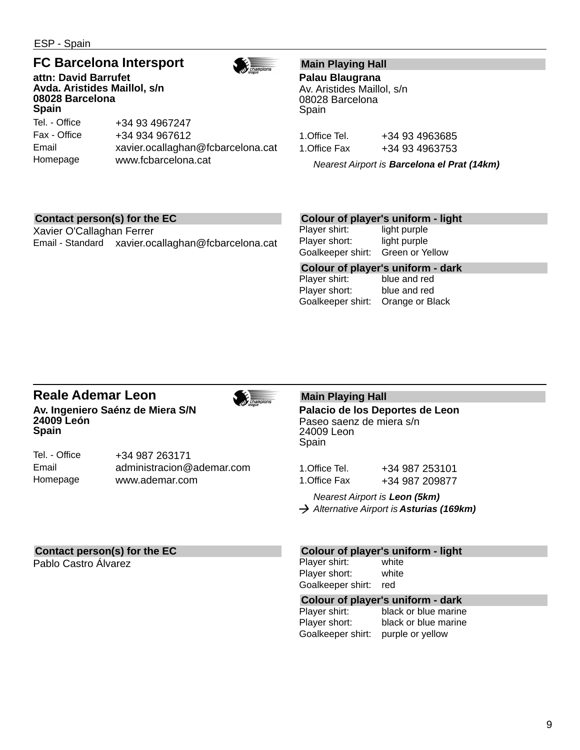ESP - Spain

## FC Barcelona Intersport

**attn: David Barrufet**
**Avda. Aristides Maillol, s/n**
**08028 Barcelona**
**Spain**

| | |
|---|---|
| Tel. - Office | +34 93 4967247 |
| Fax - Office | +34 934 967612 |
| Email | xavier.ocallaghan@fcbarcelona.cat |
| Homepage | www.fcbarcelona.cat |

### Main Playing Hall

**Palau Blaugrana**
Av. Aristides Maillol, s/n
08028 Barcelona
Spain

| | |
|---|---|
| 1.Office Tel. | +34 93 4963685 |
| 1.Office Fax | +34 93 4963753 |

*Nearest Airport is **Barcelona el Prat (14km)***

### Contact person(s) for the EC

Xavier O'Callaghan Ferrer

| | |
|---|---|
| Email - Standard | xavier.ocallaghan@fcbarcelona.cat |

### Colour of player's uniform - light

| | |
|---|---|
| Player shirt: | light purple |
| Player short: | light purple |
| Goalkeeper shirt: | Green or Yellow |

### Colour of player's uniform - dark

| | |
|---|---|
| Player shirt: | blue and red |
| Player short: | blue and red |
| Goalkeeper shirt: | Orange or Black |

## Reale Ademar Leon

**Av. Ingeniero Saénz de Miera S/N**
**24009 León**
**Spain**

| | |
|---|---|
| Tel. - Office | +34 987 263171 |
| Email | administracion@ademar.com |
| Homepage | www.ademar.com |

### Main Playing Hall

**Palacio de los Deportes de Leon**
Paseo saenz de miera s/n
24009 Leon
Spain

| | |
|---|---|
| 1.Office Tel. | +34 987 253101 |
| 1.Office Fax | +34 987 209877 |

*Nearest Airport is **Leon (5km)***
→ *Alternative Airport is **Asturias (169km)***

### Contact person(s) for the EC

Pablo Castro Álvarez

### Colour of player's uniform - light

| | |
|---|---|
| Player shirt: | white |
| Player short: | white |
| Goalkeeper shirt: | red |

### Colour of player's uniform - dark

| | |
|---|---|
| Player shirt: | black or blue marine |
| Player short: | black or blue marine |
| Goalkeeper shirt: | purple or yellow |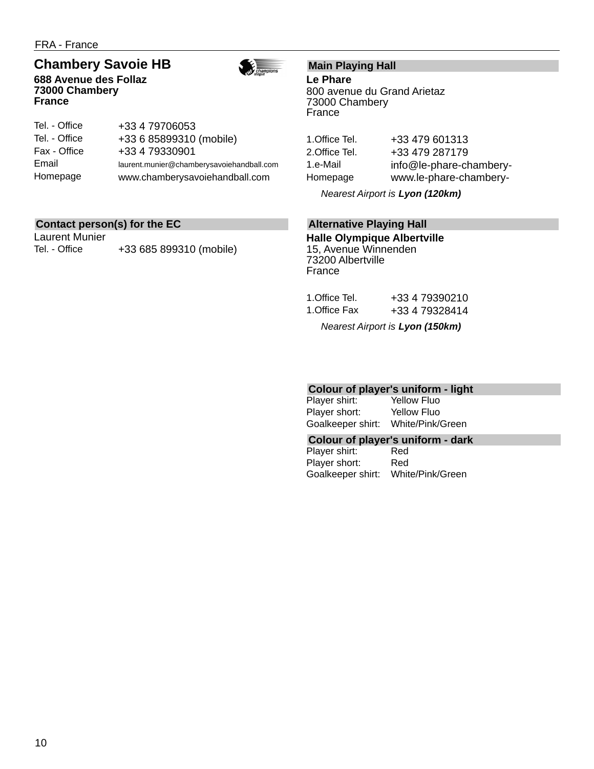FRA - France

## Chambery Savoie HB

**688 Avenue des Follaz**
**73000 Chambery**
**France**

| | |
|---|---|
| Tel. - Office | +33 4 79706053 |
| Tel. - Office | +33 6 85899310 (mobile) |
| Fax - Office | +33 4 79330901 |
| Email | laurent.munier@chamberysavoiehandball.com |
| Homepage | www.chamberysavoiehandball.com |

### Contact person(s) for the EC

Laurent Munier

| | |
|---|---|
| Tel. - Office | +33 685 899310 (mobile) |

### Main Playing Hall

**Le Phare**
800 avenue du Grand Arietaz
73000 Chambery
France

| | |
|---|---|
| 1.Office Tel. | +33 479 601313 |
| 2.Office Tel. | +33 479 287179 |
| 1.e-Mail | info@le-phare-chambery- |
| Homepage | www.le-phare-chambery- |

*Nearest Airport is **Lyon (120km)***

### Alternative Playing Hall

**Halle Olympique Albertville**
15, Avenue Winnenden
73200 Albertville
France

| | |
|---|---|
| 1.Office Tel. | +33 4 79390210 |
| 1.Office Fax | +33 4 79328414 |

*Nearest Airport is **Lyon (150km)***

### Colour of player's uniform - light

| | |
|---|---|
| Player shirt: | Yellow Fluo |
| Player short: | Yellow Fluo |
| Goalkeeper shirt: | White/Pink/Green |

### Colour of player's uniform - dark

| | |
|---|---|
| Player shirt: | Red |
| Player short: | Red |
| Goalkeeper shirt: | White/Pink/Green |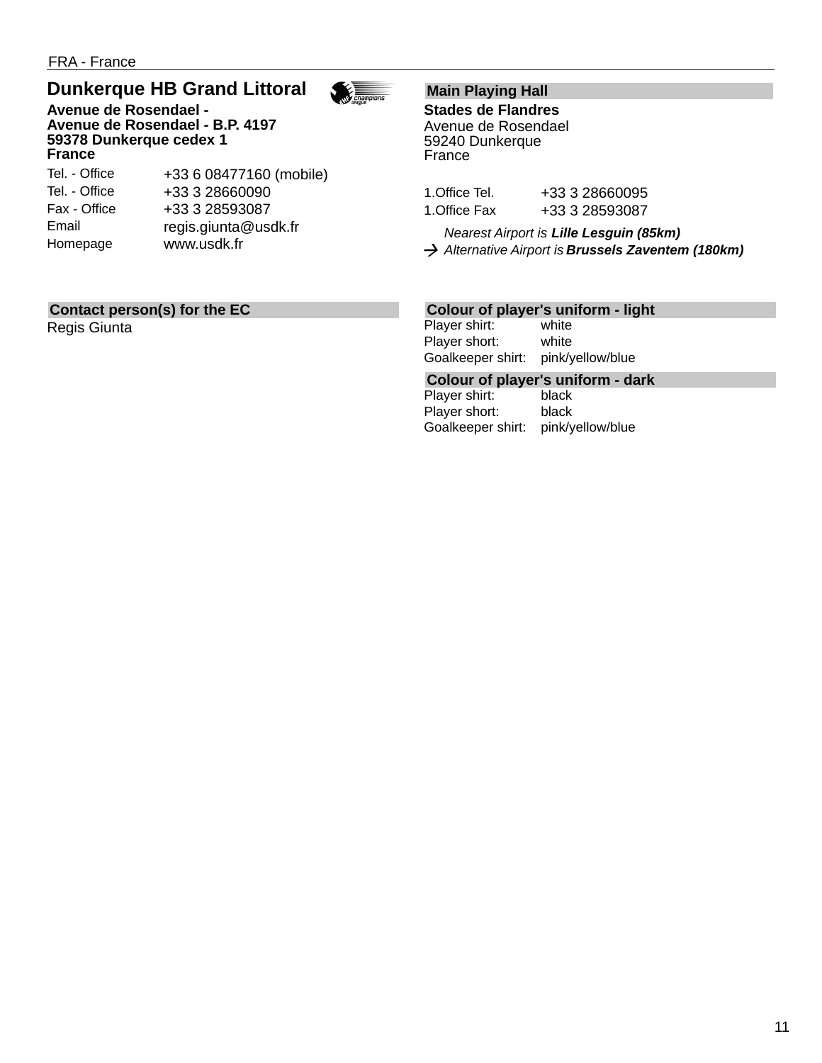FRA - France

## Dunkerque HB Grand Littoral

**Avenue de Rosendael -**
**Avenue de Rosendael - B.P. 4197**
**59378 Dunkerque cedex 1**
**France**

| | |
|---|---|
| Tel. - Office | +33 6 08477160 (mobile) |
| Tel. - Office | +33 3 28660090 |
| Fax - Office | +33 3 28593087 |
| Email | regis.giunta@usdk.fr |
| Homepage | www.usdk.fr |

### Main Playing Hall

**Stades de Flandres**
Avenue de Rosendael
59240 Dunkerque
France

| | |
|---|---|
| 1.Office Tel. | +33 3 28660095 |
| 1.Office Fax | +33 3 28593087 |

*Nearest Airport is* ***Lille Lesguin (85km)***
→ *Alternative Airport is* ***Brussels Zaventem (180km)***

### Contact person(s) for the EC

Regis Giunta

### Colour of player's uniform - light

| | |
|---|---|
| Player shirt: | white |
| Player short: | white |
| Goalkeeper shirt: | pink/yellow/blue |

### Colour of player's uniform - dark

| | |
|---|---|
| Player shirt: | black |
| Player short: | black |
| Goalkeeper shirt: | pink/yellow/blue |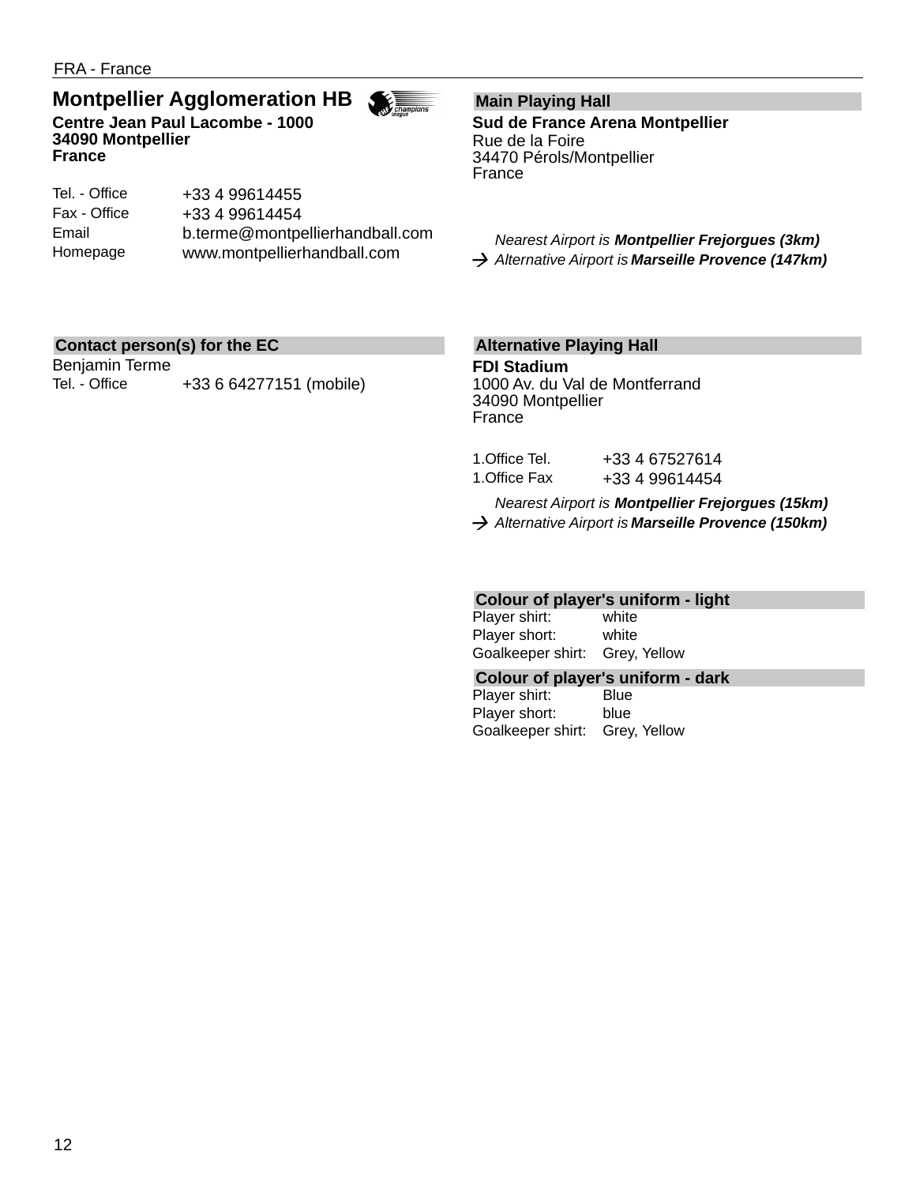FRA - France

## Montpellier Agglomeration HB

**Centre Jean Paul Lacombe - 1000**
**34090 Montpellier**
**France**

| | |
|---|---|
| Tel. - Office | +33 4 99614455 |
| Fax - Office | +33 4 99614454 |
| Email | b.terme@montpellierhandball.com |
| Homepage | www.montpellierhandball.com |

### Contact person(s) for the EC

Benjamin Terme

| | |
|---|---|
| Tel. - Office | +33 6 64277151 (mobile) |

### Main Playing Hall

**Sud de France Arena Montpellier**
Rue de la Foire
34470 Pérols/Montpellier
France

*Nearest Airport is **Montpellier Frejorgues (3km)***
→ *Alternative Airport is **Marseille Provence (147km)***

### Alternative Playing Hall

**FDI Stadium**
1000 Av. du Val de Montferrand
34090 Montpellier
France

| | |
|---|---|
| 1.Office Tel. | +33 4 67527614 |
| 1.Office Fax | +33 4 99614454 |

*Nearest Airport is **Montpellier Frejorgues (15km)***
→ *Alternative Airport is **Marseille Provence (150km)***

### Colour of player's uniform - light

| | |
|---|---|
| Player shirt: | white |
| Player short: | white |
| Goalkeeper shirt: | Grey, Yellow |

### Colour of player's uniform - dark

| | |
|---|---|
| Player shirt: | Blue |
| Player short: | blue |
| Goalkeeper shirt: | Grey, Yellow |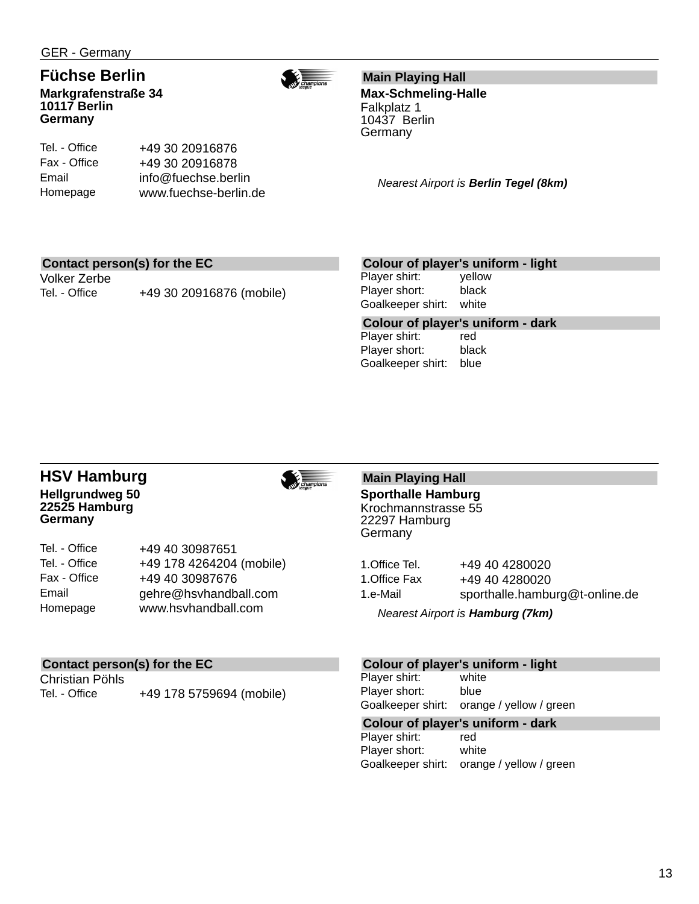GER - Germany

## Füchse Berlin

**Markgrafenstraße 34**
**10117 Berlin**
**Germany**

| | |
|---|---|
| Tel. - Office | +49 30 20916876 |
| Fax - Office | +49 30 20916878 |
| Email | info@fuechse.berlin |
| Homepage | www.fuechse-berlin.de |

### Main Playing Hall

**Max-Schmeling-Halle**
Falkplatz 1
10437 Berlin
Germany

*Nearest Airport is **Berlin Tegel (8km)***

### Contact person(s) for the EC

Volker Zerbe

| | |
|---|---|
| Tel. - Office | +49 30 20916876 (mobile) |

### Colour of player's uniform - light

| | |
|---|---|
| Player shirt: | yellow |
| Player short: | black |
| Goalkeeper shirt: | white |

### Colour of player's uniform - dark

| | |
|---|---|
| Player shirt: | red |
| Player short: | black |
| Goalkeeper shirt: | blue |

## HSV Hamburg

**Hellgrundweg 50**
**22525 Hamburg**
**Germany**

| | |
|---|---|
| Tel. - Office | +49 40 30987651 |
| Tel. - Office | +49 178 4264204 (mobile) |
| Fax - Office | +49 40 30987676 |
| Email | gehre@hsvhandball.com |
| Homepage | www.hsvhandball.com |

### Main Playing Hall

**Sporthalle Hamburg**
Krochmannstrasse 55
22297 Hamburg
Germany

| | |
|---|---|
| 1.Office Tel. | +49 40 4280020 |
| 1.Office Fax | +49 40 4280020 |
| 1.e-Mail | sporthalle.hamburg@t-online.de |

*Nearest Airport is **Hamburg (7km)***

### Contact person(s) for the EC

Christian Pöhls

| | |
|---|---|
| Tel. - Office | +49 178 5759694 (mobile) |

### Colour of player's uniform - light

| | |
|---|---|
| Player shirt: | white |
| Player short: | blue |
| Goalkeeper shirt: | orange / yellow / green |

### Colour of player's uniform - dark

| | |
|---|---|
| Player shirt: | red |
| Player short: | white |
| Goalkeeper shirt: | orange / yellow / green |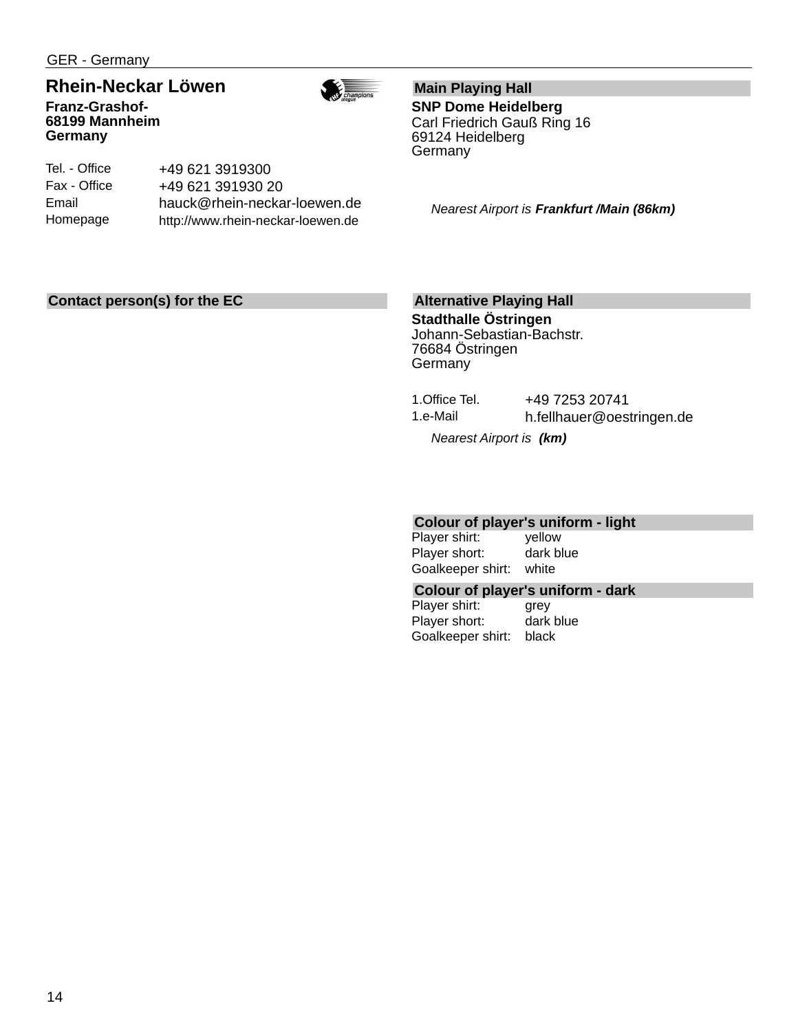GER - Germany

## Rhein-Neckar Löwen

**Franz-Grashof-**
**68199 Mannheim**
**Germany**

| | |
|---|---|
| Tel. - Office | +49 621 3919300 |
| Fax - Office | +49 621 391930 20 |
| Email | hauck@rhein-neckar-loewen.de |
| Homepage | http://www.rhein-neckar-loewen.de |

### Contact person(s) for the EC

### Main Playing Hall

**SNP Dome Heidelberg**
Carl Friedrich Gauß Ring 16
69124 Heidelberg
Germany

*Nearest Airport is **Frankfurt /Main (86km)***

### Alternative Playing Hall

**Stadthalle Östringen**
Johann-Sebastian-Bachstr.
76684 Östringen
Germany

| | |
|---|---|
| 1.Office Tel. | +49 7253 20741 |
| 1.e-Mail | h.fellhauer@oestringen.de |

*Nearest Airport is **(km)***

### Colour of player's uniform - light

| | |
|---|---|
| Player shirt: | yellow |
| Player short: | dark blue |
| Goalkeeper shirt: | white |

### Colour of player's uniform - dark

| | |
|---|---|
| Player shirt: | grey |
| Player short: | dark blue |
| Goalkeeper shirt: | black |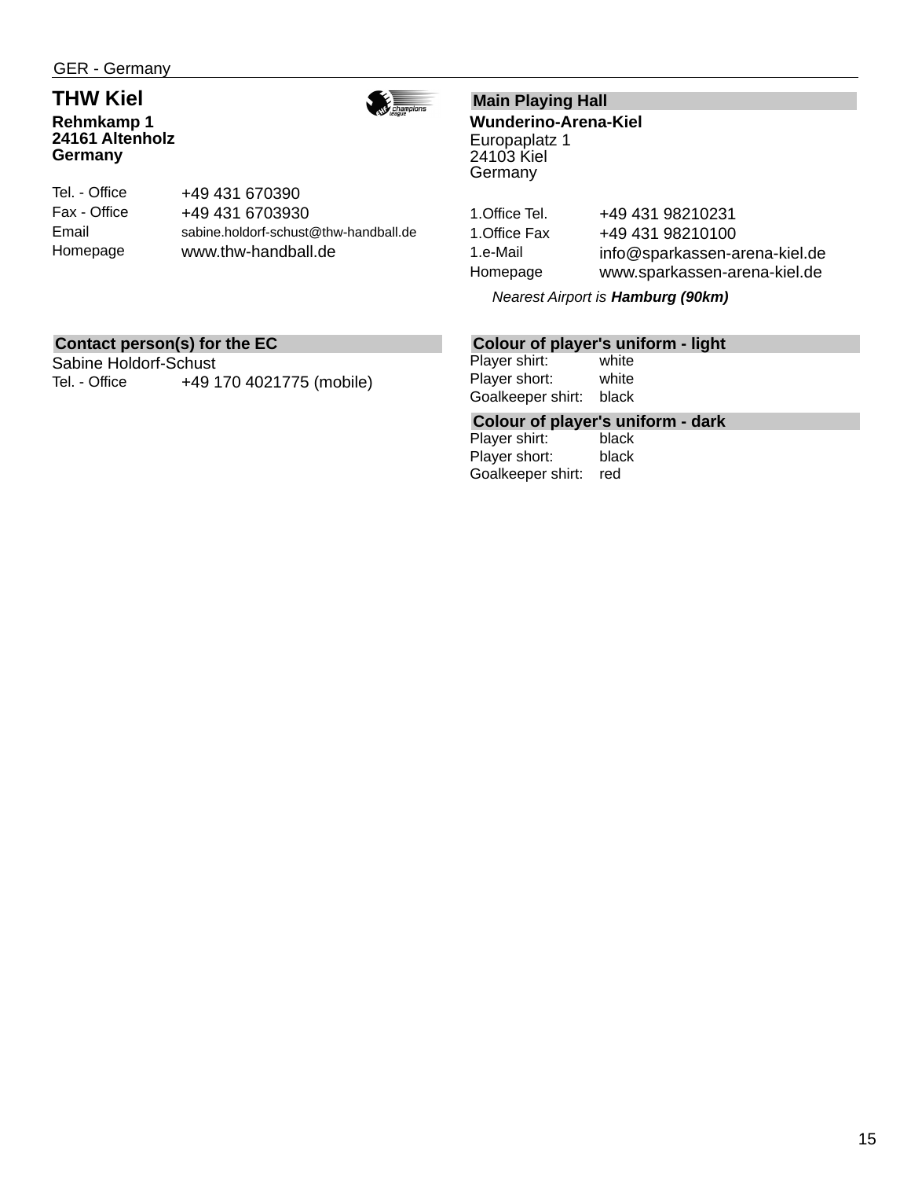GER - Germany

## THW Kiel

**Rehmkamp 1**
**24161 Altenholz**
**Germany**

| | |
|---|---|
| Tel. - Office | +49 431 670390 |
| Fax - Office | +49 431 6703930 |
| Email | sabine.holdorf-schust@thw-handball.de |
| Homepage | www.thw-handball.de |

### Main Playing Hall

**Wunderino-Arena-Kiel**
Europaplatz 1
24103 Kiel
Germany

| | |
|---|---|
| 1.Office Tel. | +49 431 98210231 |
| 1.Office Fax | +49 431 98210100 |
| 1.e-Mail | info@sparkassen-arena-kiel.de |
| Homepage | www.sparkassen-arena-kiel.de |

*Nearest Airport is **Hamburg (90km)***

### Contact person(s) for the EC

Sabine Holdorf-Schust

| | |
|---|---|
| Tel. - Office | +49 170 4021775 (mobile) |

### Colour of player's uniform - light

| | |
|---|---|
| Player shirt: | white |
| Player short: | white |
| Goalkeeper shirt: | black |

### Colour of player's uniform - dark

| | |
|---|---|
| Player shirt: | black |
| Player short: | black |
| Goalkeeper shirt: | red |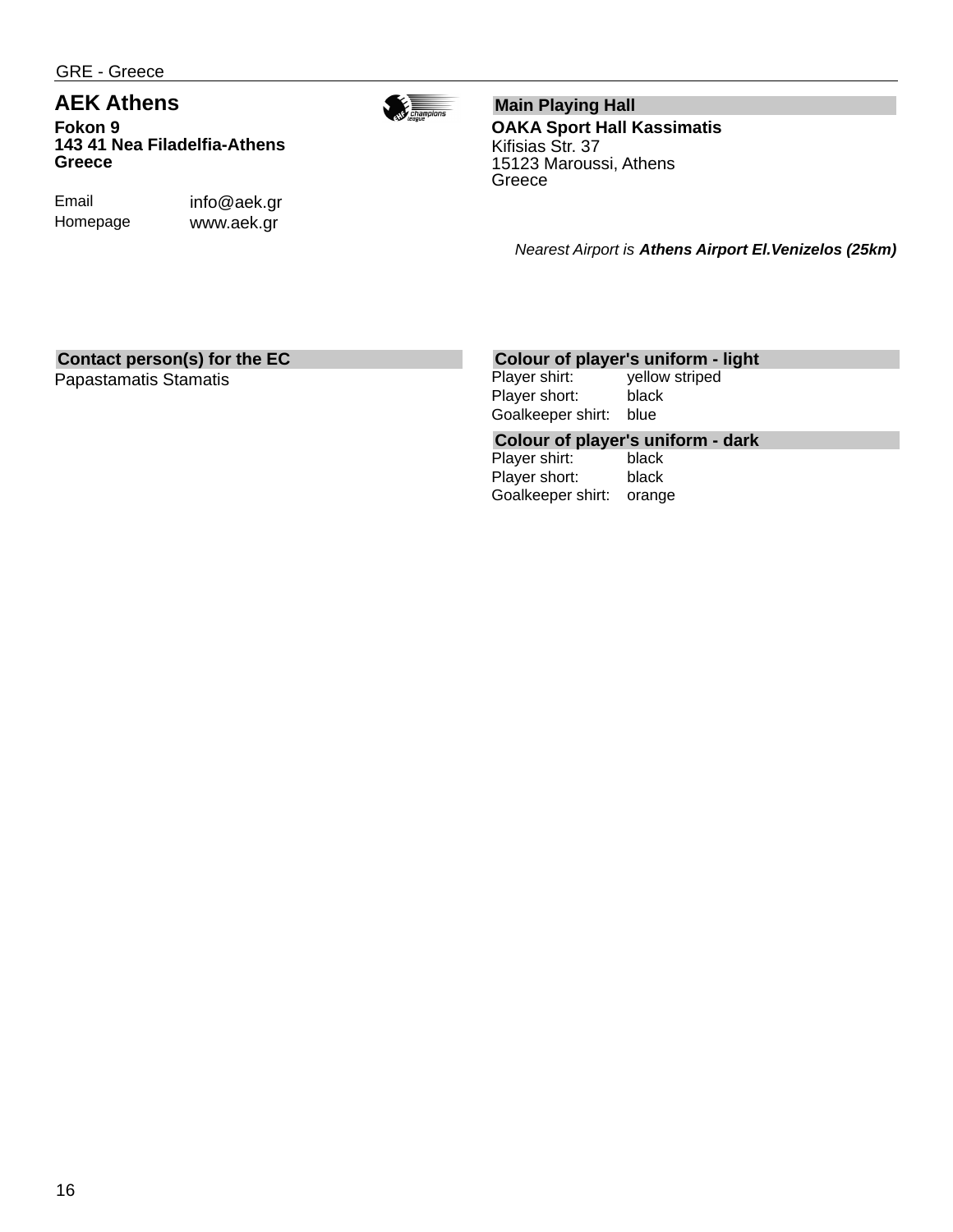GRE - Greece

# AEK Athens

**Fokon 9**
**143 41 Nea Filadelfia-Athens**
**Greece**

| | |
|---|---|
| Email | info@aek.gr |
| Homepage | www.aek.gr |

## Main Playing Hall

**OAKA Sport Hall Kassimatis**
Kifisias Str. 37
15123 Maroussi, Athens
Greece

*Nearest Airport is* ***Athens Airport El.Venizelos (25km)***

## Contact person(s) for the EC

Papastamatis Stamatis

## Colour of player's uniform - light

| | |
|---|---|
| Player shirt: | yellow striped |
| Player short: | black |
| Goalkeeper shirt: | blue |

## Colour of player's uniform - dark

| | |
|---|---|
| Player shirt: | black |
| Player short: | black |
| Goalkeeper shirt: | orange |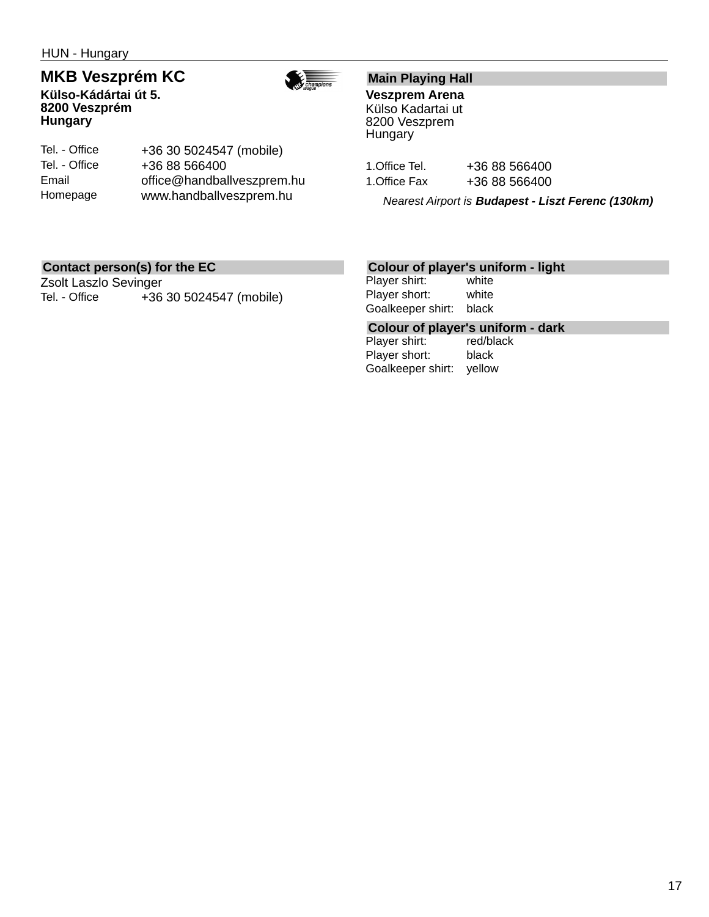HUN - Hungary

## MKB Veszprém KC

**Külso-Kádártai út 5.**
**8200 Veszprém**
**Hungary**

| | |
|---|---|
| Tel. - Office | +36 30 5024547 (mobile) |
| Tel. - Office | +36 88 566400 |
| Email | office@handballveszprem.hu |
| Homepage | www.handballveszprem.hu |

### Main Playing Hall

**Veszprem Arena**
Külso Kadartai ut
8200 Veszprem
Hungary

| | |
|---|---|
| 1.Office Tel. | +36 88 566400 |
| 1.Office Fax | +36 88 566400 |

*Nearest Airport is **Budapest - Liszt Ferenc (130km)***

### Contact person(s) for the EC

Zsolt Laszlo Sevinger

| | |
|---|---|
| Tel. - Office | +36 30 5024547 (mobile) |

### Colour of player's uniform - light

| | |
|---|---|
| Player shirt: | white |
| Player short: | white |
| Goalkeeper shirt: | black |

### Colour of player's uniform - dark

| | |
|---|---|
| Player shirt: | red/black |
| Player short: | black |
| Goalkeeper shirt: | yellow |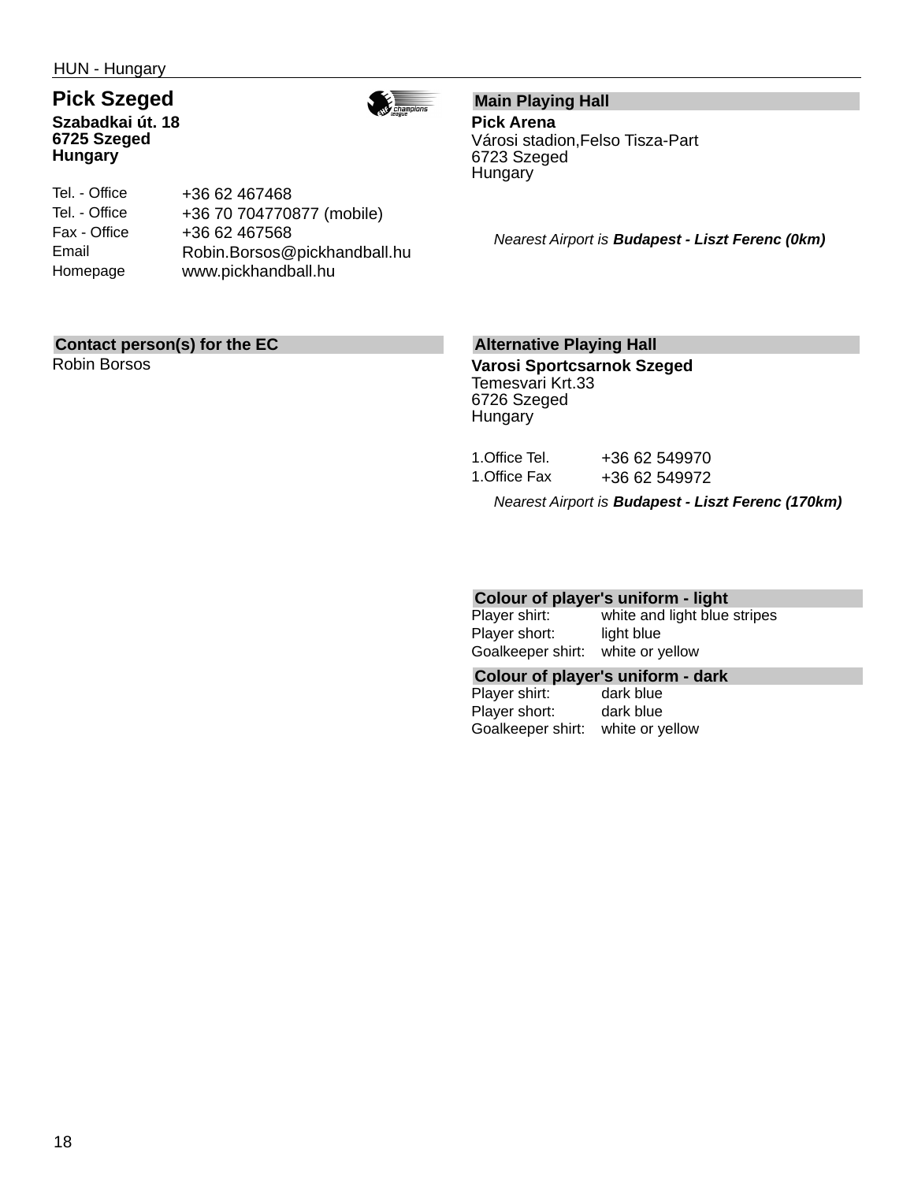HUN - Hungary

# Pick Szeged

**Szabadkai út. 18**
**6725 Szeged**
**Hungary**

| | |
|---|---|
| Tel. - Office | +36 62 467468 |
| Tel. - Office | +36 70 704770877 (mobile) |
| Fax - Office | +36 62 467568 |
| Email | Robin.Borsos@pickhandball.hu |
| Homepage | www.pickhandball.hu |

## Contact person(s) for the EC

Robin Borsos

## Main Playing Hall

**Pick Arena**
Városi stadion,Felso Tisza-Part
6723 Szeged
Hungary

*Nearest Airport is* ***Budapest - Liszt Ferenc (0km)***

## Alternative Playing Hall

**Varosi Sportcsarnok Szeged**
Temesvari Krt.33
6726 Szeged
Hungary

| | |
|---|---|
| 1.Office Tel. | +36 62 549970 |
| 1.Office Fax | +36 62 549972 |

*Nearest Airport is* ***Budapest - Liszt Ferenc (170km)***

## Colour of player's uniform - light

| | |
|---|---|
| Player shirt: | white and light blue stripes |
| Player short: | light blue |
| Goalkeeper shirt: | white or yellow |

## Colour of player's uniform - dark

| | |
|---|---|
| Player shirt: | dark blue |
| Player short: | dark blue |
| Goalkeeper shirt: | white or yellow |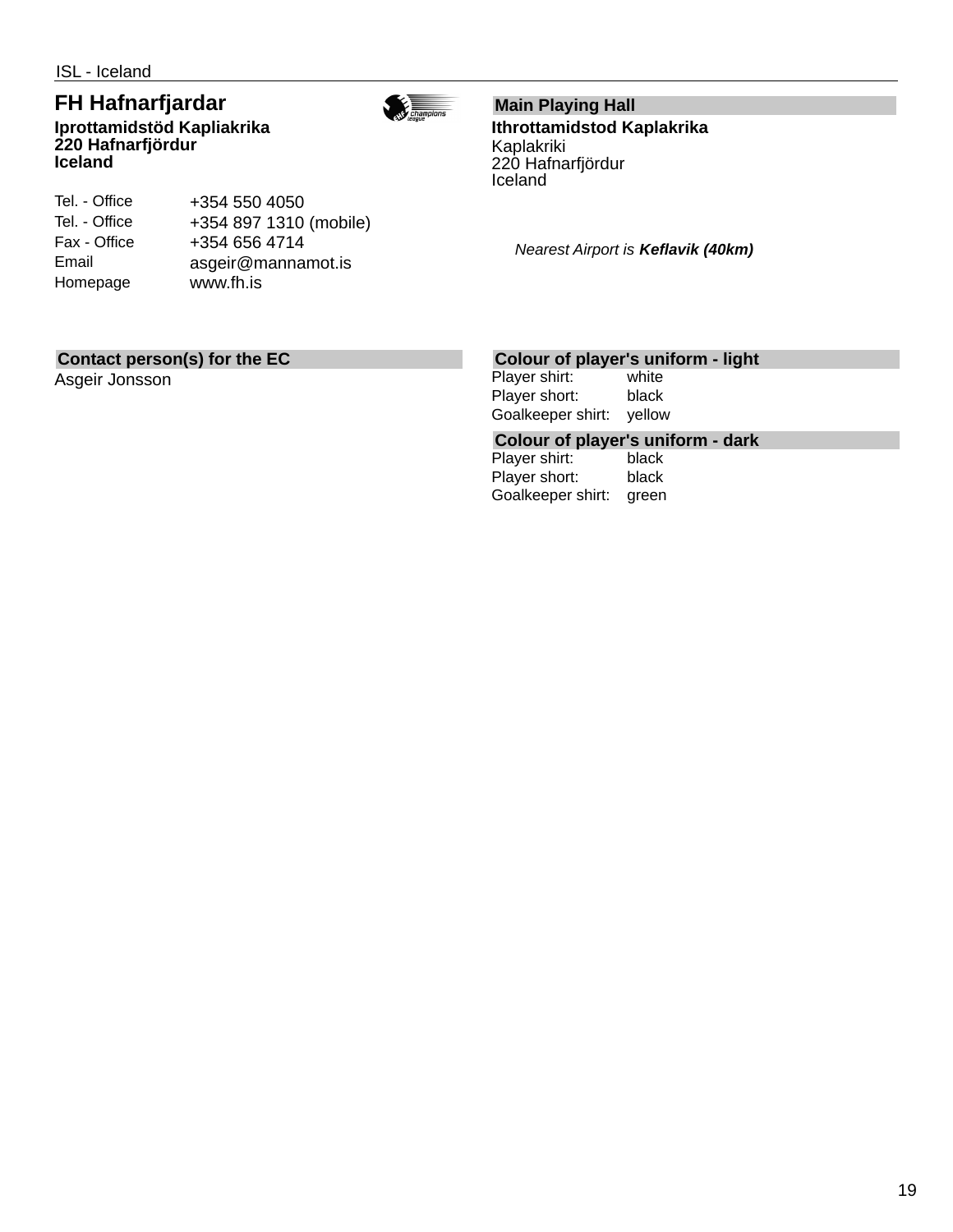ISL - Iceland

## FH Hafnarfjardar

**Iprottamidstöd Kapliakrika**
**220 Hafnarfjördur**
**Iceland**

| | |
|---|---|
| Tel. - Office | +354 550 4050 |
| Tel. - Office | +354 897 1310 (mobile) |
| Fax - Office | +354 656 4714 |
| Email | asgeir@mannamot.is |
| Homepage | www.fh.is |

### Main Playing Hall

**Ithrottamidstod Kaplakrika**
Kaplakriki
220 Hafnarfjördur
Iceland

*Nearest Airport is **Keflavik (40km)***

### Contact person(s) for the EC

Asgeir Jonsson

### Colour of player's uniform - light

| | |
|---|---|
| Player shirt: | white |
| Player short: | black |
| Goalkeeper shirt: | yellow |

### Colour of player's uniform - dark

| | |
|---|---|
| Player shirt: | black |
| Player short: | black |
| Goalkeeper shirt: | green |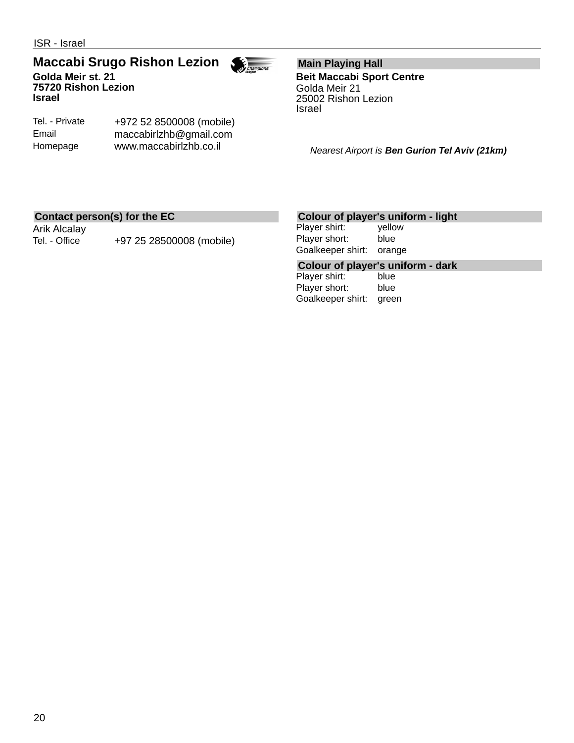ISR - Israel

## Maccabi Srugo Rishon Lezion

**Golda Meir st. 21**
**75720 Rishon Lezion**
**Israel**

| | |
|---|---|
| Tel. - Private | +972 52 8500008 (mobile) |
| Email | maccabirlzhb@gmail.com |
| Homepage | www.maccabirlzhb.co.il |

### Main Playing Hall

**Beit Maccabi Sport Centre**
Golda Meir 21
25002 Rishon Lezion
Israel

*Nearest Airport is **Ben Gurion Tel Aviv (21km)***

### Contact person(s) for the EC

Arik Alcalay

| | |
|---|---|
| Tel. - Office | +97 25 28500008 (mobile) |

### Colour of player's uniform - light

| | |
|---|---|
| Player shirt: | yellow |
| Player short: | blue |
| Goalkeeper shirt: | orange |

### Colour of player's uniform - dark

| | |
|---|---|
| Player shirt: | blue |
| Player short: | blue |
| Goalkeeper shirt: | green |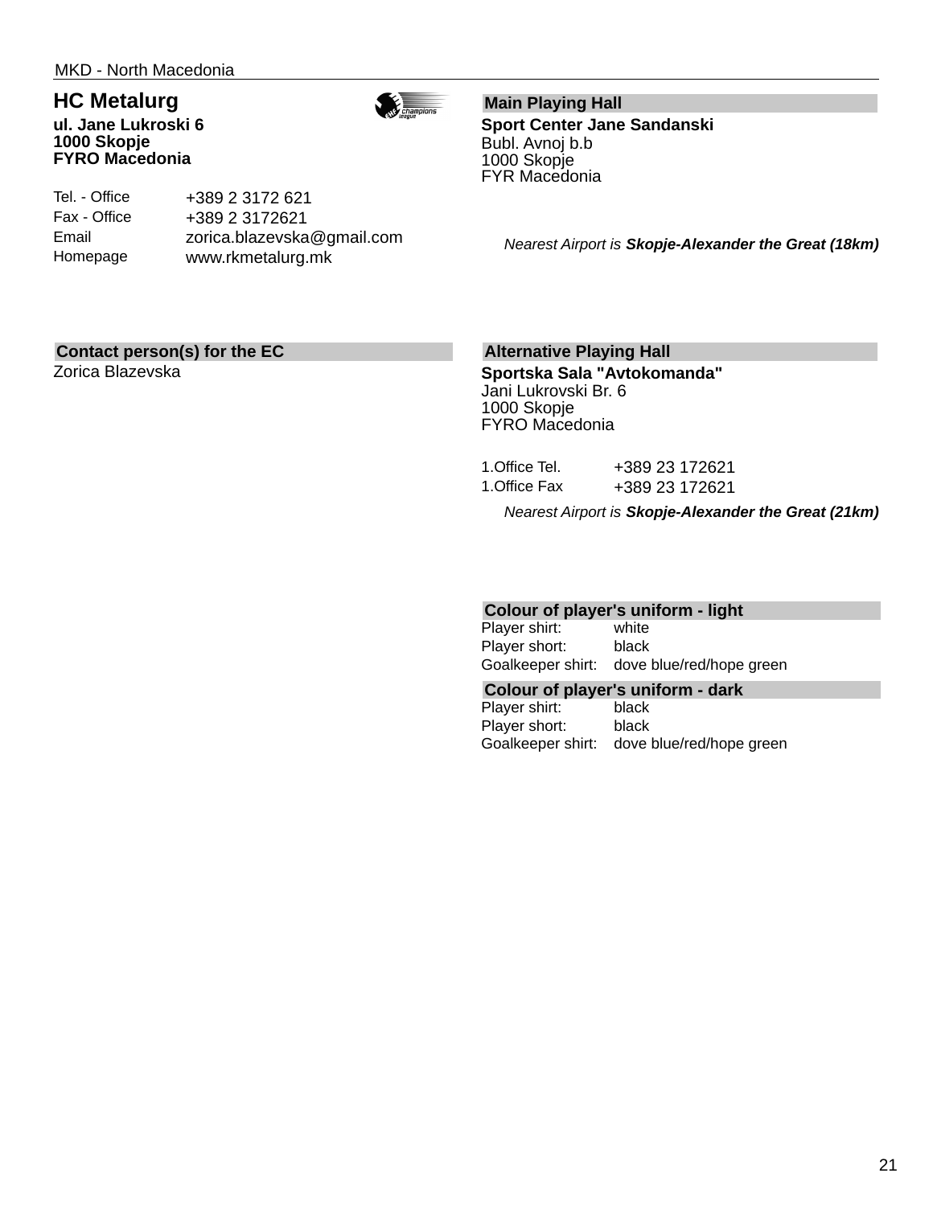MKD - North Macedonia

## HC Metalurg

**ul. Jane Lukroski 6**
**1000 Skopje**
**FYRO Macedonia**

| | |
|---|---|
| Tel. - Office | +389 2 3172 621 |
| Fax - Office | +389 2 3172621 |
| Email | zorica.blazevska@gmail.com |
| Homepage | www.rkmetalurg.mk |

### Main Playing Hall

**Sport Center Jane Sandanski**
Bubl. Avnoj b.b
1000 Skopje
FYR Macedonia

*Nearest Airport is **Skopje-Alexander the Great (18km)***

### Contact person(s) for the EC

Zorica Blazevska

### Alternative Playing Hall

**Sportska Sala "Avtokomanda"**
Jani Lukrovski Br. 6
1000 Skopje
FYRO Macedonia

| | |
|---|---|
| 1.Office Tel. | +389 23 172621 |
| 1.Office Fax | +389 23 172621 |

*Nearest Airport is **Skopje-Alexander the Great (21km)***

### Colour of player's uniform - light

| | |
|---|---|
| Player shirt: | white |
| Player short: | black |
| Goalkeeper shirt: | dove blue/red/hope green |

### Colour of player's uniform - dark

| | |
|---|---|
| Player shirt: | black |
| Player short: | black |
| Goalkeeper shirt: | dove blue/red/hope green |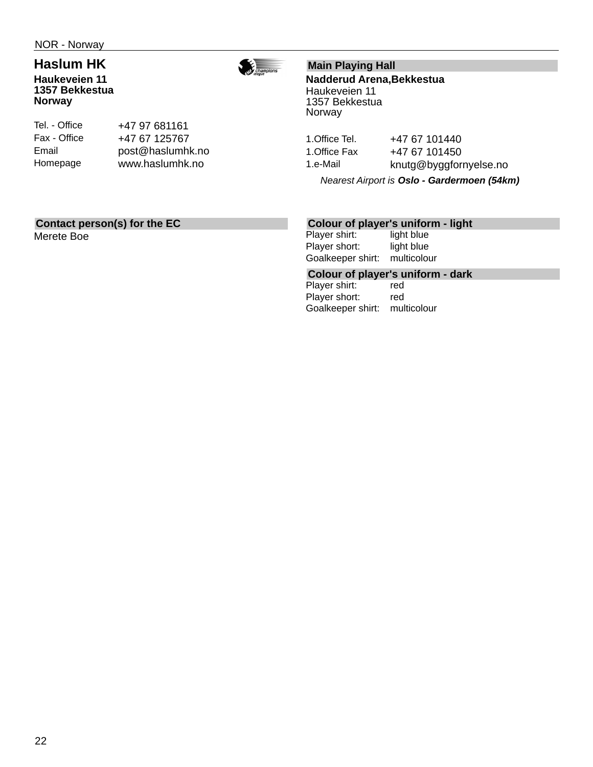NOR - Norway

## Haslum HK

**Haukeveien 11**
**1357 Bekkestua**
**Norway**

| | |
|---|---|
| Tel. - Office | +47 97 681161 |
| Fax - Office | +47 67 125767 |
| Email | post@haslumhk.no |
| Homepage | www.haslumhk.no |

### Main Playing Hall

**Nadderud Arena,Bekkestua**
Haukeveien 11
1357 Bekkestua
Norway

| | |
|---|---|
| 1.Office Tel. | +47 67 101440 |
| 1.Office Fax | +47 67 101450 |
| 1.e-Mail | knutg@byggfornyelse.no |

*Nearest Airport is* ***Oslo - Gardermoen (54km)***

### Contact person(s) for the EC

Merete Boe

### Colour of player's uniform - light

| | |
|---|---|
| Player shirt: | light blue |
| Player short: | light blue |
| Goalkeeper shirt: | multicolour |

### Colour of player's uniform - dark

| | |
|---|---|
| Player shirt: | red |
| Player short: | red |
| Goalkeeper shirt: | multicolour |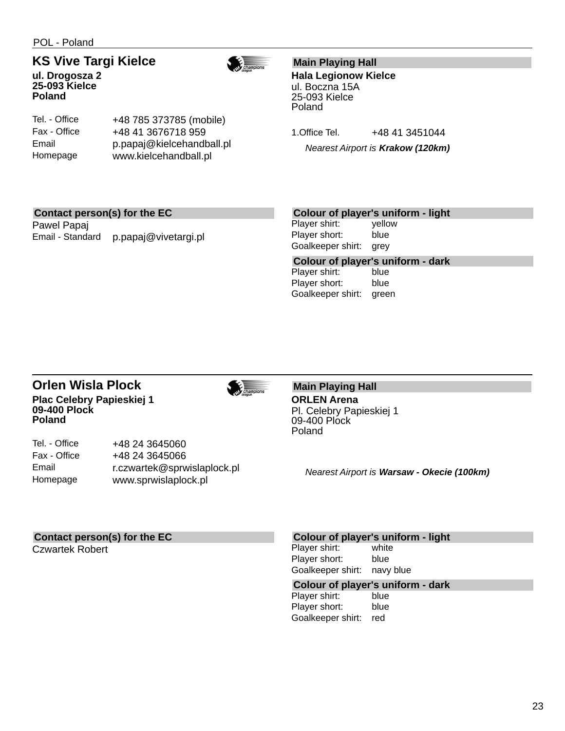POL - Poland

## KS Vive Targi Kielce

**ul. Drogosza 2**
**25-093 Kielce**
**Poland**

| | |
|---|---|
| Tel. - Office | +48 785 373785 (mobile) |
| Fax - Office | +48 41 3676718 959 |
| Email | p.papaj@kielcehandball.pl |
| Homepage | www.kielcehandball.pl |

### Main Playing Hall

**Hala Legionow Kielce**
ul. Boczna 15A
25-093 Kielce
Poland

| | |
|---|---|
| 1.Office Tel. | +48 41 3451044 |

*Nearest Airport is **Krakow (120km)***

### Contact person(s) for the EC

Pawel Papaj

| | |
|---|---|
| Email - Standard | p.papaj@vivetargi.pl |

### Colour of player's uniform - light

| | |
|---|---|
| Player shirt: | yellow |
| Player short: | blue |
| Goalkeeper shirt: | grey |

### Colour of player's uniform - dark

| | |
|---|---|
| Player shirt: | blue |
| Player short: | blue |
| Goalkeeper shirt: | green |

## Orlen Wisla Plock

**Plac Celebry Papieskiej 1**
**09-400 Plock**
**Poland**

| | |
|---|---|
| Tel. - Office | +48 24 3645060 |
| Fax - Office | +48 24 3645066 |
| Email | r.czwartek@sprwislaplock.pl |
| Homepage | www.sprwislaplock.pl |

### Main Playing Hall

**ORLEN Arena**
Pl. Celebry Papieskiej 1
09-400 Plock
Poland

*Nearest Airport is **Warsaw - Okecie (100km)***

### Contact person(s) for the EC

Czwartek Robert

### Colour of player's uniform - light

| | |
|---|---|
| Player shirt: | white |
| Player short: | blue |
| Goalkeeper shirt: | navy blue |

### Colour of player's uniform - dark

| | |
|---|---|
| Player shirt: | blue |
| Player short: | blue |
| Goalkeeper shirt: | red |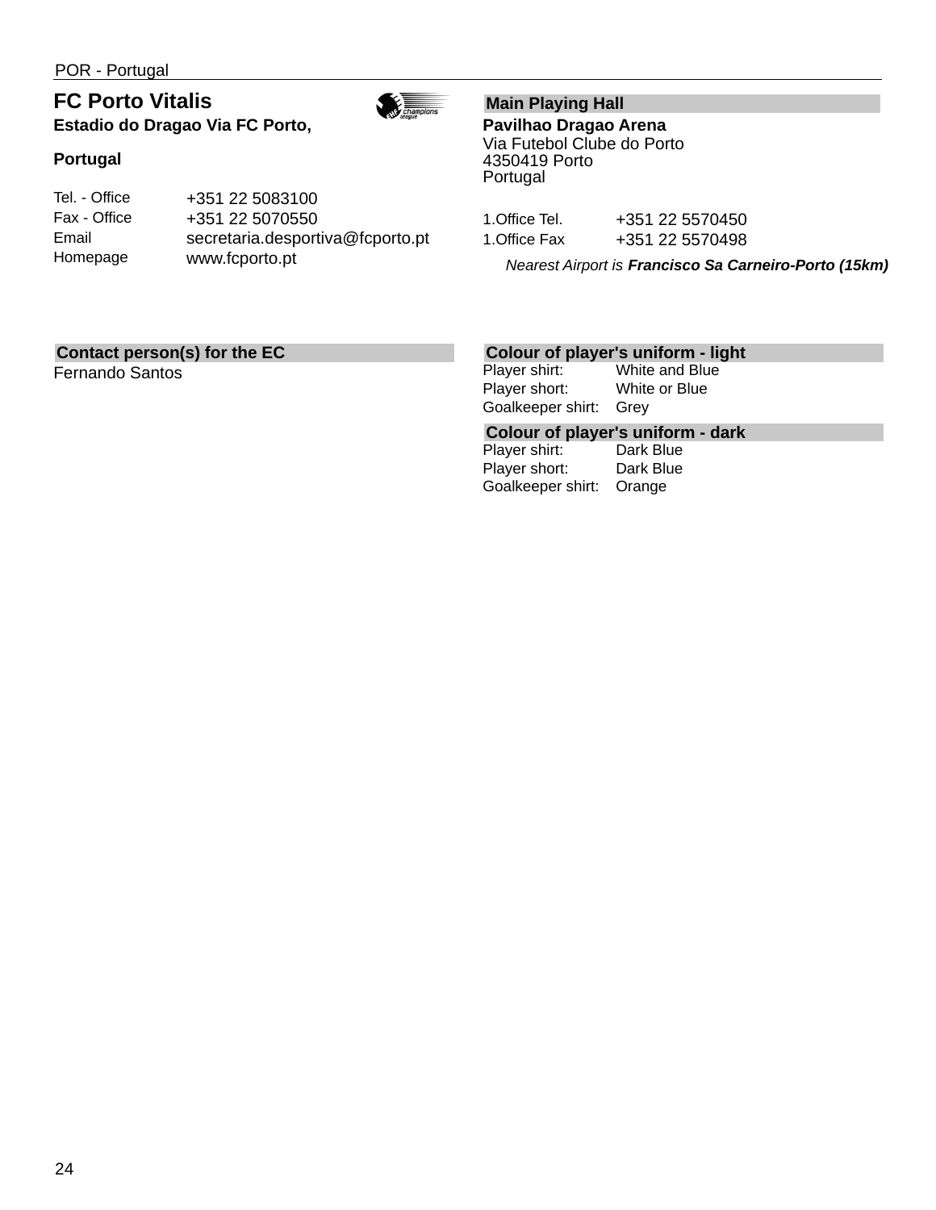## FC Porto Vitalis

**Estadio do Dragao Via FC Porto,**

**Portugal**

| | |
|---|---|
| Tel. - Office | +351 22 5083100 |
| Fax - Office | +351 22 5070550 |
| Email | secretaria.desportiva@fcporto.pt |
| Homepage | www.fcporto.pt |

### Main Playing Hall

**Pavilhao Dragao Arena**
Via Futebol Clube do Porto
4350419 Porto
Portugal

| | |
|---|---|
| 1.Office Tel. | +351 22 5570450 |
| 1.Office Fax | +351 22 5570498 |

*Nearest Airport is* ***Francisco Sa Carneiro-Porto (15km)***

### Contact person(s) for the EC

Fernando Santos

### Colour of player's uniform - light

| | |
|---|---|
| Player shirt: | White and Blue |
| Player short: | White or Blue |
| Goalkeeper shirt: | Grey |

### Colour of player's uniform - dark

| | |
|---|---|
| Player shirt: | Dark Blue |
| Player short: | Dark Blue |
| Goalkeeper shirt: | Orange |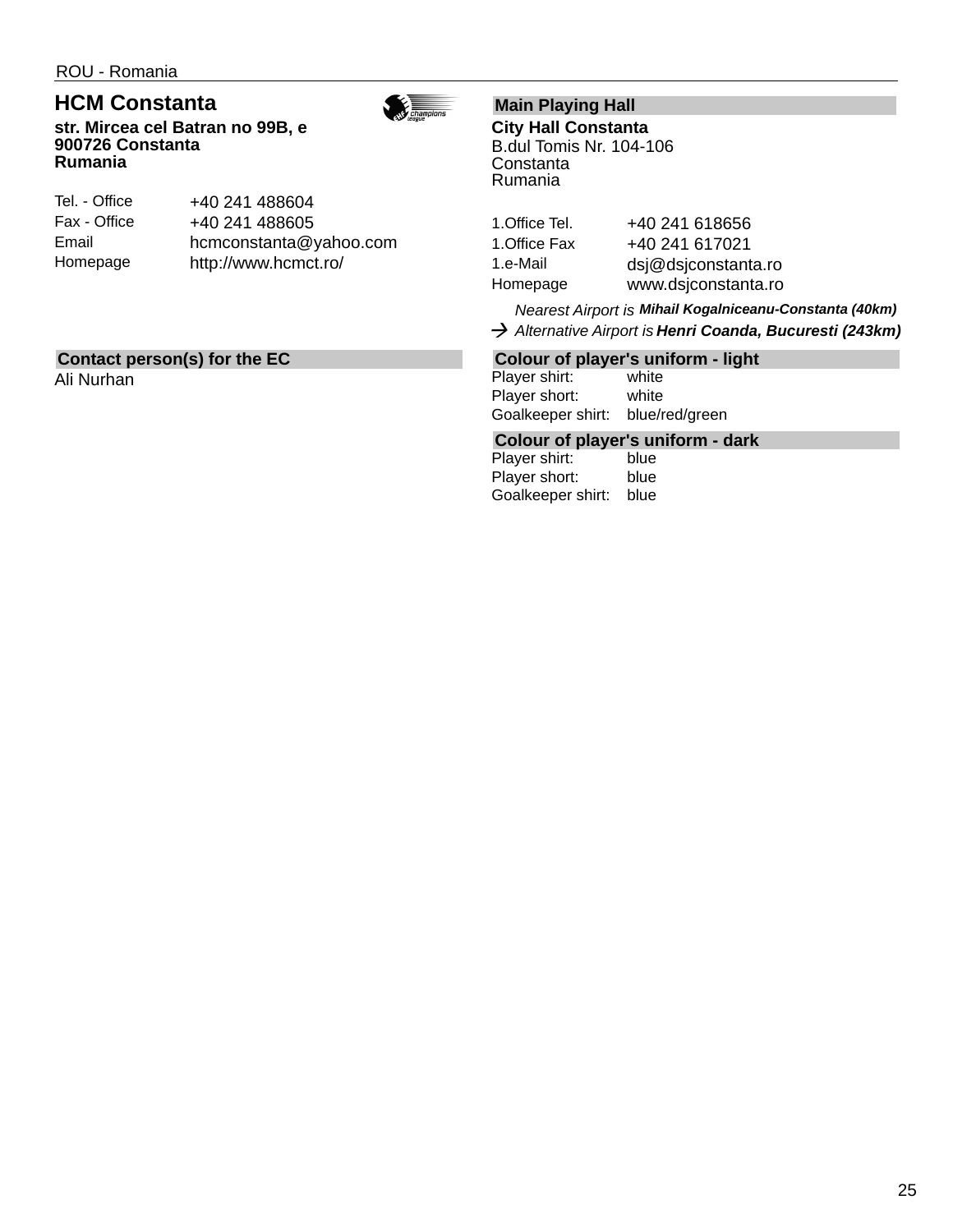ROU - Romania

## HCM Constanta

**str. Mircea cel Batran no 99B, e**
**900726 Constanta**
**Rumania**

| | |
|---|---|
| Tel. - Office | +40 241 488604 |
| Fax - Office | +40 241 488605 |
| Email | hcmconstanta@yahoo.com |
| Homepage | http://www.hcmct.ro/ |

### Contact person(s) for the EC

Ali Nurhan

### Main Playing Hall

**City Hall Constanta**
B.dul Tomis Nr. 104-106
Constanta
Rumania

| | |
|---|---|
| 1.Office Tel. | +40 241 618656 |
| 1.Office Fax | +40 241 617021 |
| 1.e-Mail | dsj@dsjconstanta.ro |
| Homepage | www.dsjconstanta.ro |

*Nearest Airport is* ***Mihail Kogalniceanu-Constanta (40km)***

→ *Alternative Airport is* ***Henri Coanda, Bucuresti (243km)***

### Colour of player's uniform - light

| | |
|---|---|
| Player shirt: | white |
| Player short: | white |
| Goalkeeper shirt: | blue/red/green |

### Colour of player's uniform - dark

| | |
|---|---|
| Player shirt: | blue |
| Player short: | blue |
| Goalkeeper shirt: | blue |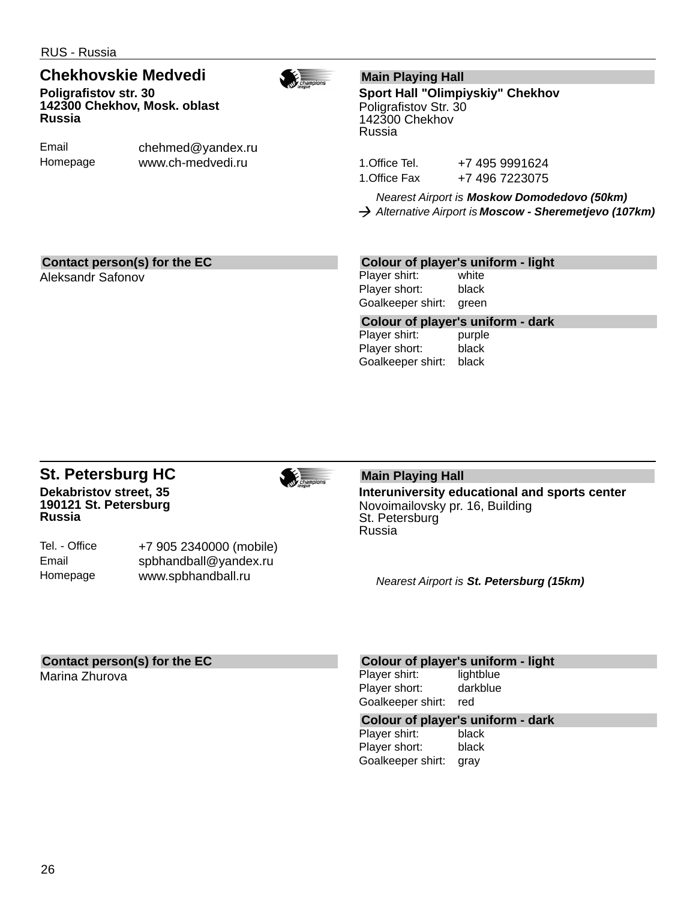RUS - Russia

## Chekhovskie Medvedi

**Poligrafistov str. 30**
**142300 Chekhov, Mosk. oblast**
**Russia**

| | |
|---|---|
| Email | chehmed@yandex.ru |
| Homepage | www.ch-medvedi.ru |

### Main Playing Hall

**Sport Hall "Olimpiyskiy" Chekhov**
Poligrafistov Str. 30
142300 Chekhov
Russia

| | |
|---|---|
| 1.Office Tel. | +7 495 9991624 |
| 1.Office Fax | +7 496 7223075 |

*Nearest Airport is* ***Moskow Domodedovo (50km)***
→ *Alternative Airport is* ***Moscow - Sheremetjevo (107km)***

### Contact person(s) for the EC

Aleksandr Safonov

### Colour of player's uniform - light

| | |
|---|---|
| Player shirt: | white |
| Player short: | black |
| Goalkeeper shirt: | green |

### Colour of player's uniform - dark

| | |
|---|---|
| Player shirt: | purple |
| Player short: | black |
| Goalkeeper shirt: | black |

---

## St. Petersburg HC

**Dekabristov street, 35**
**190121 St. Petersburg**
**Russia**

| | |
|---|---|
| Tel. - Office | +7 905 2340000 (mobile) |
| Email | spbhandball@yandex.ru |
| Homepage | www.spbhandball.ru |

### Main Playing Hall

**Interuniversity educational and sports center**
Novoimailovsky pr. 16, Building
St. Petersburg
Russia

*Nearest Airport is* ***St. Petersburg (15km)***

### Contact person(s) for the EC

Marina Zhurova

### Colour of player's uniform - light

| | |
|---|---|
| Player shirt: | lightblue |
| Player short: | darkblue |
| Goalkeeper shirt: | red |

### Colour of player's uniform - dark

| | |
|---|---|
| Player shirt: | black |
| Player short: | black |
| Goalkeeper shirt: | gray |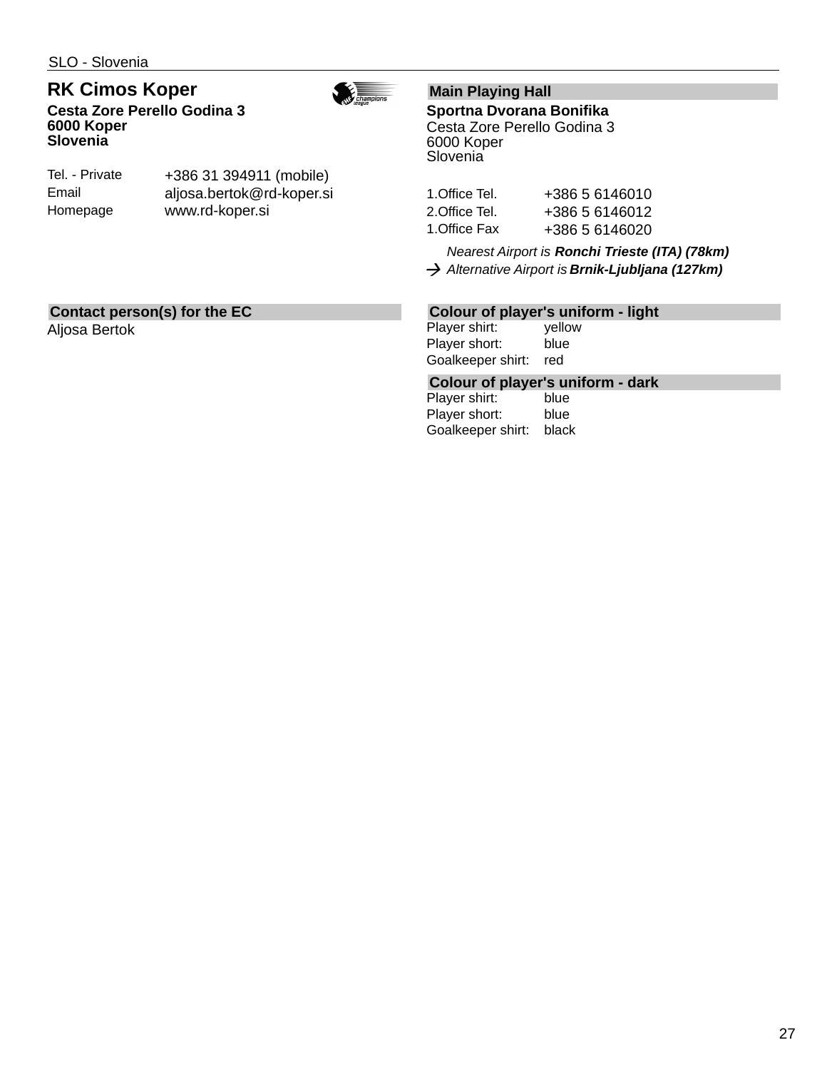SLO - Slovenia

## RK Cimos Koper

**Cesta Zore Perello Godina 3**
**6000 Koper**
**Slovenia**

| | |
|---|---|
| Tel. - Private | +386 31 394911 (mobile) |
| Email | aljosa.bertok@rd-koper.si |
| Homepage | www.rd-koper.si |

### Main Playing Hall

**Sportna Dvorana Bonifika**
Cesta Zore Perello Godina 3
6000 Koper
Slovenia

| | |
|---|---|
| 1.Office Tel. | +386 5 6146010 |
| 2.Office Tel. | +386 5 6146012 |
| 1.Office Fax | +386 5 6146020 |

*Nearest Airport is* ***Ronchi Trieste (ITA) (78km)***
→ *Alternative Airport is* ***Brnik-Ljubljana (127km)***

### Contact person(s) for the EC

Aljosa Bertok

### Colour of player's uniform - light

| | |
|---|---|
| Player shirt: | yellow |
| Player short: | blue |
| Goalkeeper shirt: | red |

### Colour of player's uniform - dark

| | |
|---|---|
| Player shirt: | blue |
| Player short: | blue |
| Goalkeeper shirt: | black |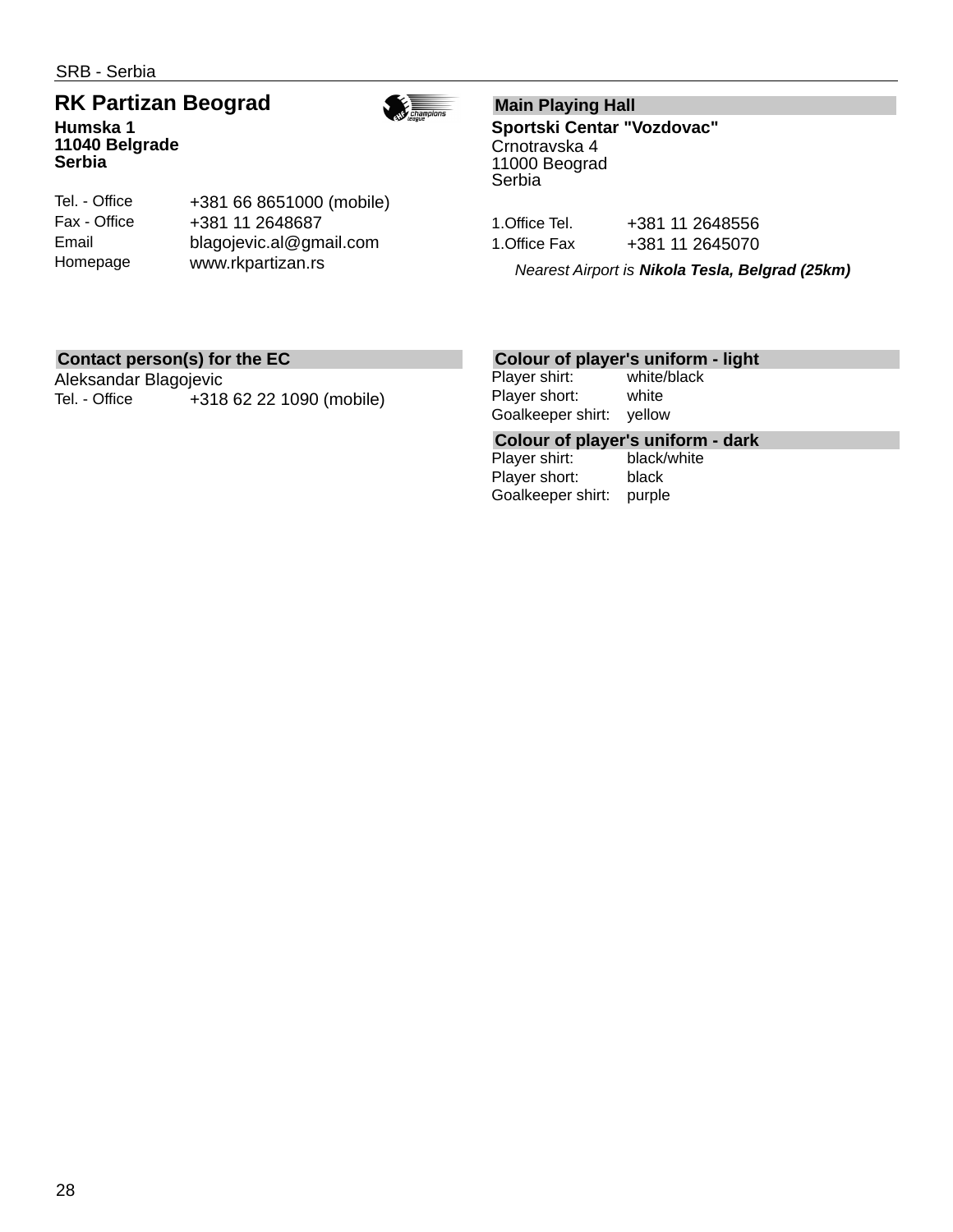SRB - Serbia

## RK Partizan Beograd

**Humska 1**
**11040 Belgrade**
**Serbia**

| | |
|---|---|
| Tel. - Office | +381 66 8651000 (mobile) |
| Fax - Office | +381 11 2648687 |
| Email | blagojevic.al@gmail.com |
| Homepage | www.rkpartizan.rs |

### Main Playing Hall

**Sportski Centar "Vozdovac"**
Crnotravska 4
11000 Beograd
Serbia

| | |
|---|---|
| 1.Office Tel. | +381 11 2648556 |
| 1.Office Fax | +381 11 2645070 |

*Nearest Airport is **Nikola Tesla, Belgrad (25km)***

### Contact person(s) for the EC

Aleksandar Blagojevic

| | |
|---|---|
| Tel. - Office | +318 62 22 1090 (mobile) |

### Colour of player's uniform - light

| | |
|---|---|
| Player shirt: | white/black |
| Player short: | white |
| Goalkeeper shirt: | yellow |

### Colour of player's uniform - dark

| | |
|---|---|
| Player shirt: | black/white |
| Player short: | black |
| Goalkeeper shirt: | purple |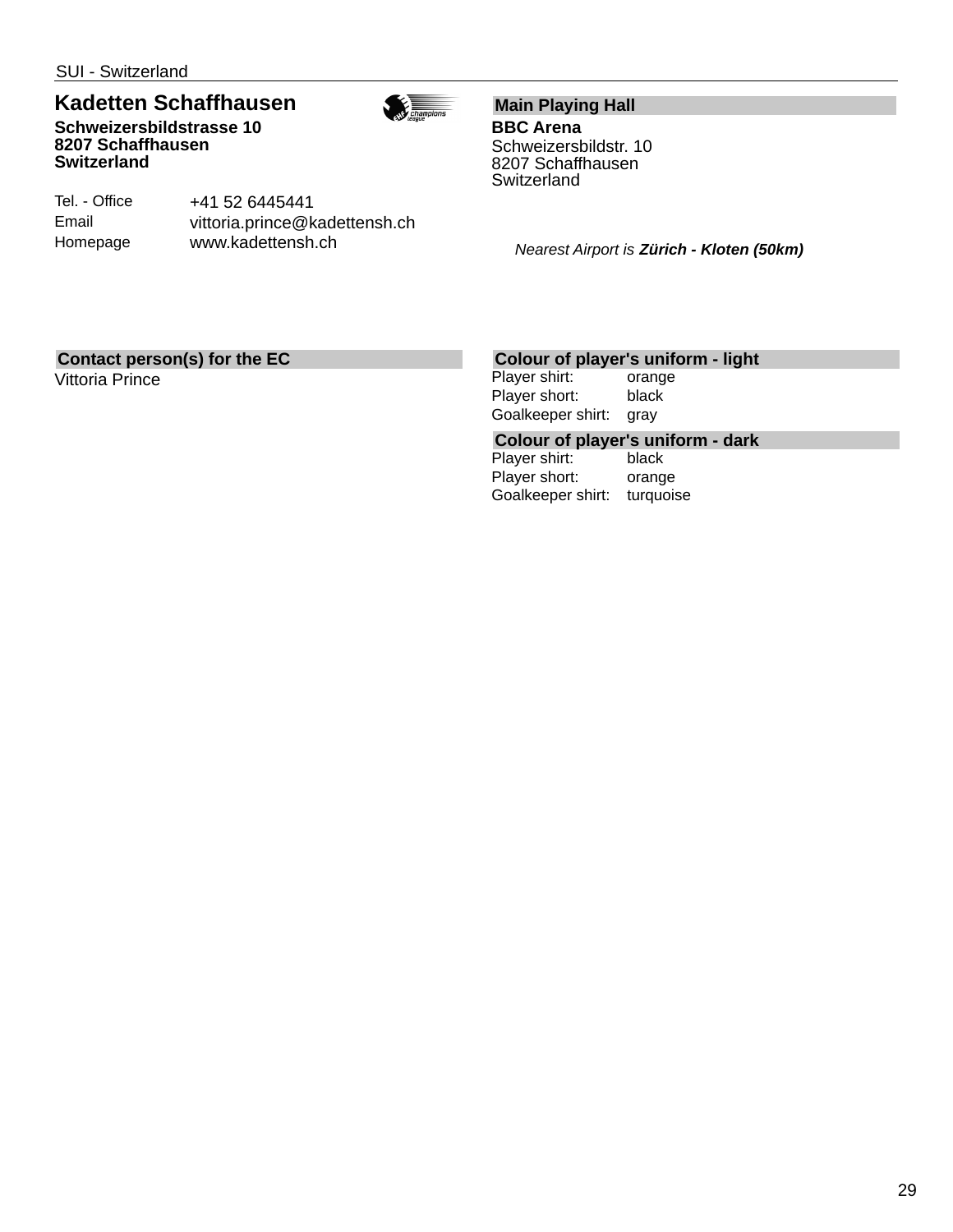SUI - Switzerland

## Kadetten Schaffhausen

**Schweizersbildstrasse 10**
**8207 Schaffhausen**
**Switzerland**

| | |
|---|---|
| Tel. - Office | +41 52 6445441 |
| Email | vittoria.prince@kadettensh.ch |
| Homepage | www.kadettensh.ch |

### Main Playing Hall

**BBC Arena**
Schweizersbildstr. 10
8207 Schaffhausen
Switzerland

*Nearest Airport is **Zürich - Kloten (50km)***

### Contact person(s) for the EC

Vittoria Prince

### Colour of player's uniform - light

| | |
|---|---|
| Player shirt: | orange |
| Player short: | black |
| Goalkeeper shirt: | gray |

### Colour of player's uniform - dark

| | |
|---|---|
| Player shirt: | black |
| Player short: | orange |
| Goalkeeper shirt: | turquoise |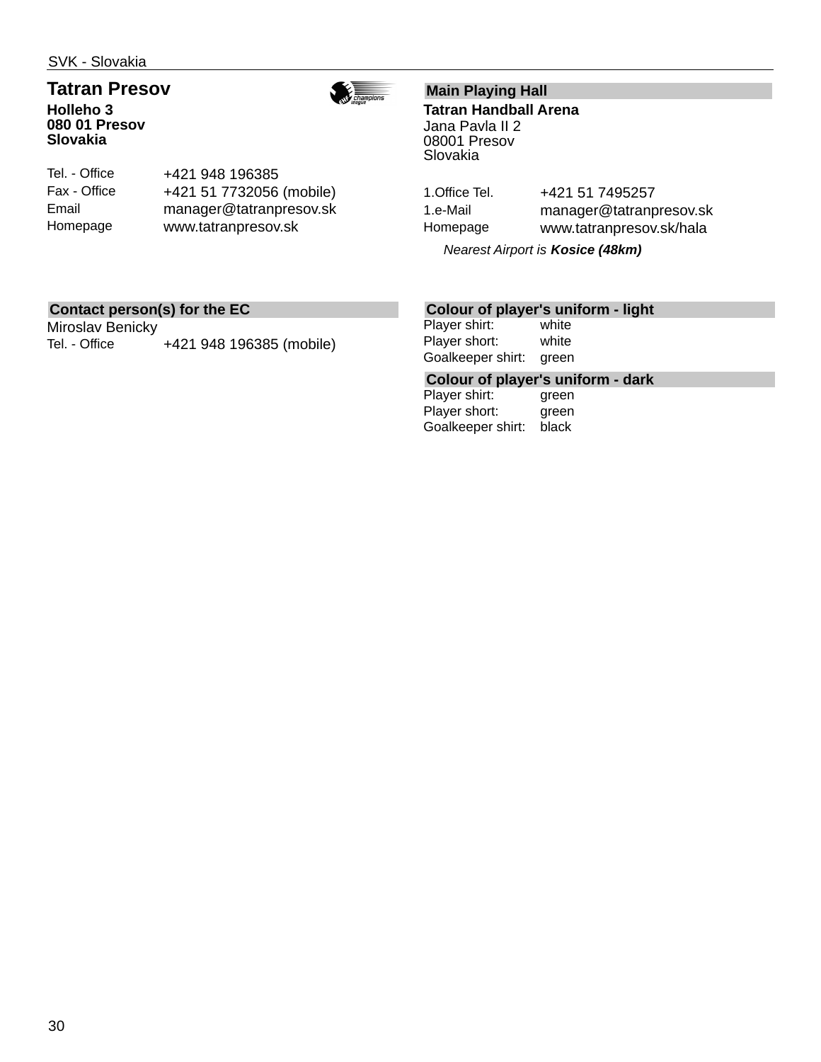SVK - Slovakia

## Tatran Presov

**Holleho 3**
**080 01 Presov**
**Slovakia**

| | |
|---|---|
| Tel. - Office | +421 948 196385 |
| Fax - Office | +421 51 7732056 (mobile) |
| Email | manager@tatranpresov.sk |
| Homepage | www.tatranpresov.sk |

### Main Playing Hall

**Tatran Handball Arena**
Jana Pavla II 2
08001 Presov
Slovakia

| | |
|---|---|
| 1.Office Tel. | +421 51 7495257 |
| 1.e-Mail | manager@tatranpresov.sk |
| Homepage | www.tatranpresov.sk/hala |

*Nearest Airport is **Kosice (48km)***

### Contact person(s) for the EC

Miroslav Benicky

| | |
|---|---|
| Tel. - Office | +421 948 196385 (mobile) |

### Colour of player's uniform - light

| | |
|---|---|
| Player shirt: | white |
| Player short: | white |
| Goalkeeper shirt: | green |

### Colour of player's uniform - dark

| | |
|---|---|
| Player shirt: | green |
| Player short: | green |
| Goalkeeper shirt: | black |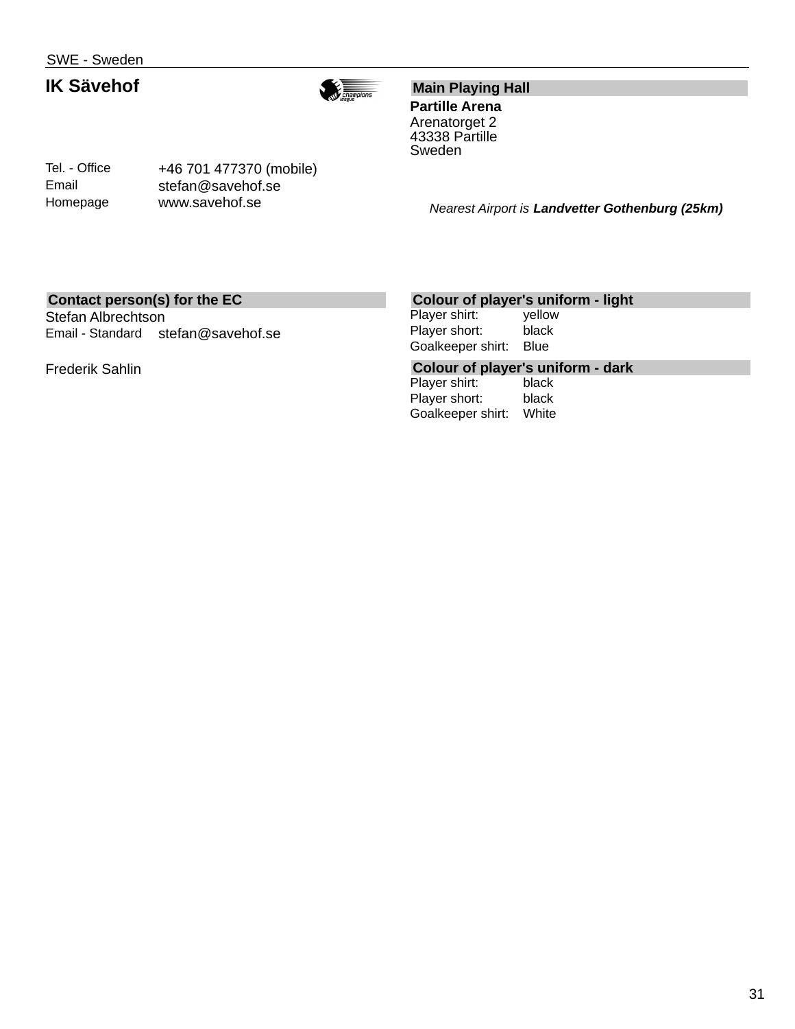SWE - Sweden

# IK Sävehof

| | |
|---|---|
| Tel. - Office | +46 701 477370 (mobile) |
| Email | stefan@savehof.se |
| Homepage | www.savehof.se |

## Main Playing Hall

**Partille Arena**
Arenatorget 2
43338 Partille
Sweden

*Nearest Airport is* ***Landvetter Gothenburg (25km)***

## Contact person(s) for the EC

Stefan Albrechtson

| | |
|---|---|
| Email - Standard | stefan@savehof.se |

Frederik Sahlin

## Colour of player's uniform - light

| | |
|---|---|
| Player shirt: | yellow |
| Player short: | black |
| Goalkeeper shirt: | Blue |

## Colour of player's uniform - dark

| | |
|---|---|
| Player shirt: | black |
| Player short: | black |
| Goalkeeper shirt: | White |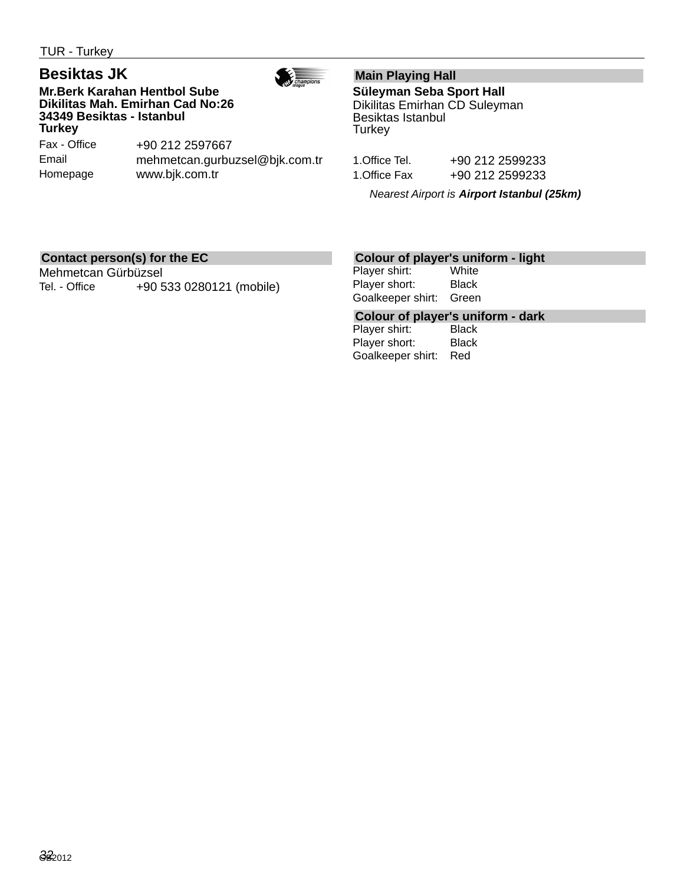TUR - Turkey

## Besiktas JK

**Mr.Berk Karahan Hentbol Sube**
**Dikilitas Mah. Emirhan Cad No:26**
**34349 Besiktas - Istanbul**
**Turkey**

| | |
|---|---|
| Fax - Office | +90 212 2597667 |
| Email | mehmetcan.gurbuzsel@bjk.com.tr |
| Homepage | www.bjk.com.tr |

### Main Playing Hall

**Süleyman Seba Sport Hall**
Dikilitas Emirhan CD Suleyman
Besiktas Istanbul
Turkey

| | |
|---|---|
| 1.Office Tel. | +90 212 2599233 |
| 1.Office Fax | +90 212 2599233 |

*Nearest Airport is **Airport Istanbul (25km)***

### Contact person(s) for the EC

Mehmetcan Gürbüzsel

| | |
|---|---|
| Tel. - Office | +90 533 0280121 (mobile) |

### Colour of player's uniform - light

| | |
|---|---|
| Player shirt: | White |
| Player short: | Black |
| Goalkeeper shirt: | Green |

### Colour of player's uniform - dark

| | |
|---|---|
| Player shirt: | Black |
| Player short: | Black |
| Goalkeeper shirt: | Red |